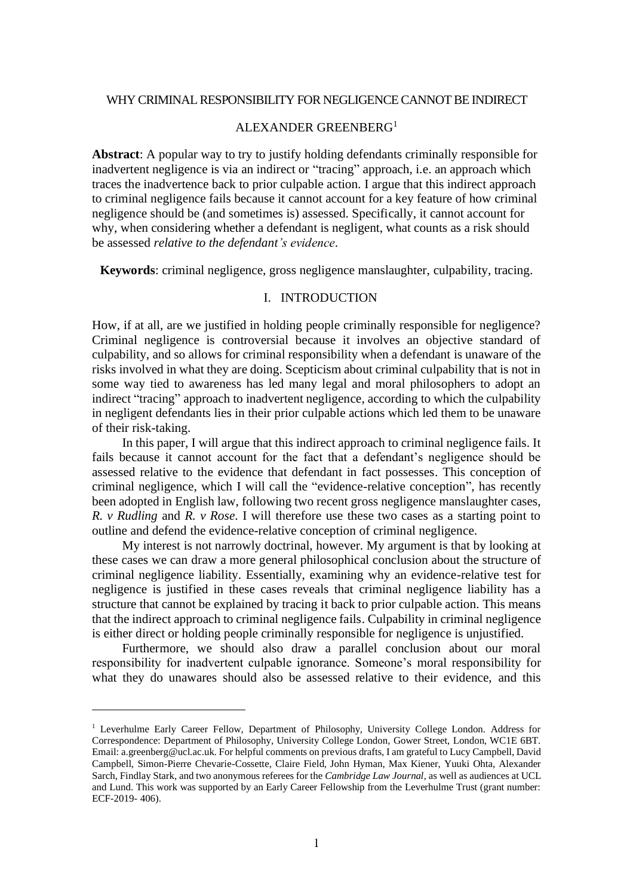# WHY CRIMINAL RESPONSIBILITY FOR NEGLIGENCE CANNOT BE INDIRECT

ALEXANDER GREENBERG[1]

**Abstract**: A popular way to try to justify holding defendants criminally responsible for inadvertent negligence is via an indirect or "tracing" approach, i.e. an approach which traces the inadvertence back to prior culpable action. I argue that this indirect approach to criminal negligence fails because it cannot account for a key feature of how criminal negligence should be (and sometimes is) assessed. Specifically, it cannot account for why, when considering whether a defendant is negligent, what counts as a risk should be assessed *relative to the defendant's evidence*.

**Keywords**: criminal negligence, gross negligence manslaughter, culpability, tracing.

## I. INTRODUCTION

How, if at all, are we justified in holding people criminally responsible for negligence? Criminal negligence is controversial because it involves an objective standard of culpability, and so allows for criminal responsibility when a defendant is unaware of the risks involved in what they are doing. Scepticism about criminal culpability that is not in some way tied to awareness has led many legal and moral philosophers to adopt an indirect "tracing" approach to inadvertent negligence, according to which the culpability in negligent defendants lies in their prior culpable actions which led them to be unaware of their risk-taking.

In this paper, I will argue that this indirect approach to criminal negligence fails. It fails because it cannot account for the fact that a defendant's negligence should be assessed relative to the evidence that defendant in fact possesses. This conception of criminal negligence, which I will call the "evidence-relative conception", has recently been adopted in English law, following two recent gross negligence manslaughter cases, *R. v Rudling* and *R. v Rose*. I will therefore use these two cases as a starting point to outline and defend the evidence-relative conception of criminal negligence.

My interest is not narrowly doctrinal, however. My argument is that by looking at these cases we can draw a more general philosophical conclusion about the structure of criminal negligence liability. Essentially, examining why an evidence-relative test for negligence is justified in these cases reveals that criminal negligence liability has a structure that cannot be explained by tracing it back to prior culpable action. This means that the indirect approach to criminal negligence fails. Culpability in criminal negligence is either direct or holding people criminally responsible for negligence is unjustified.

Furthermore, we should also draw a parallel conclusion about our moral responsibility for inadvertent culpable ignorance. Someone's moral responsibility for what they do unawares should also be assessed relative to their evidence, and this

[1] Leverhulme Early Career Fellow, Department of Philosophy, University College London. Address for Correspondence: Department of Philosophy, University College London, Gower Street, London, WC1E 6BT. Email: a.greenberg@ucl.ac.uk. For helpful comments on previous drafts, I am grateful to Lucy Campbell, David Campbell, Simon-Pierre Chevarie-Cossette, Claire Field, John Hyman, Max Kiener, Yuuki Ohta, Alexander Sarch, Findlay Stark, and two anonymous referees for the *Cambridge Law Journal*, as well as audiences at UCL and Lund. This work was supported by an Early Career Fellowship from the Leverhulme Trust (grant number: ECF-2019- 406).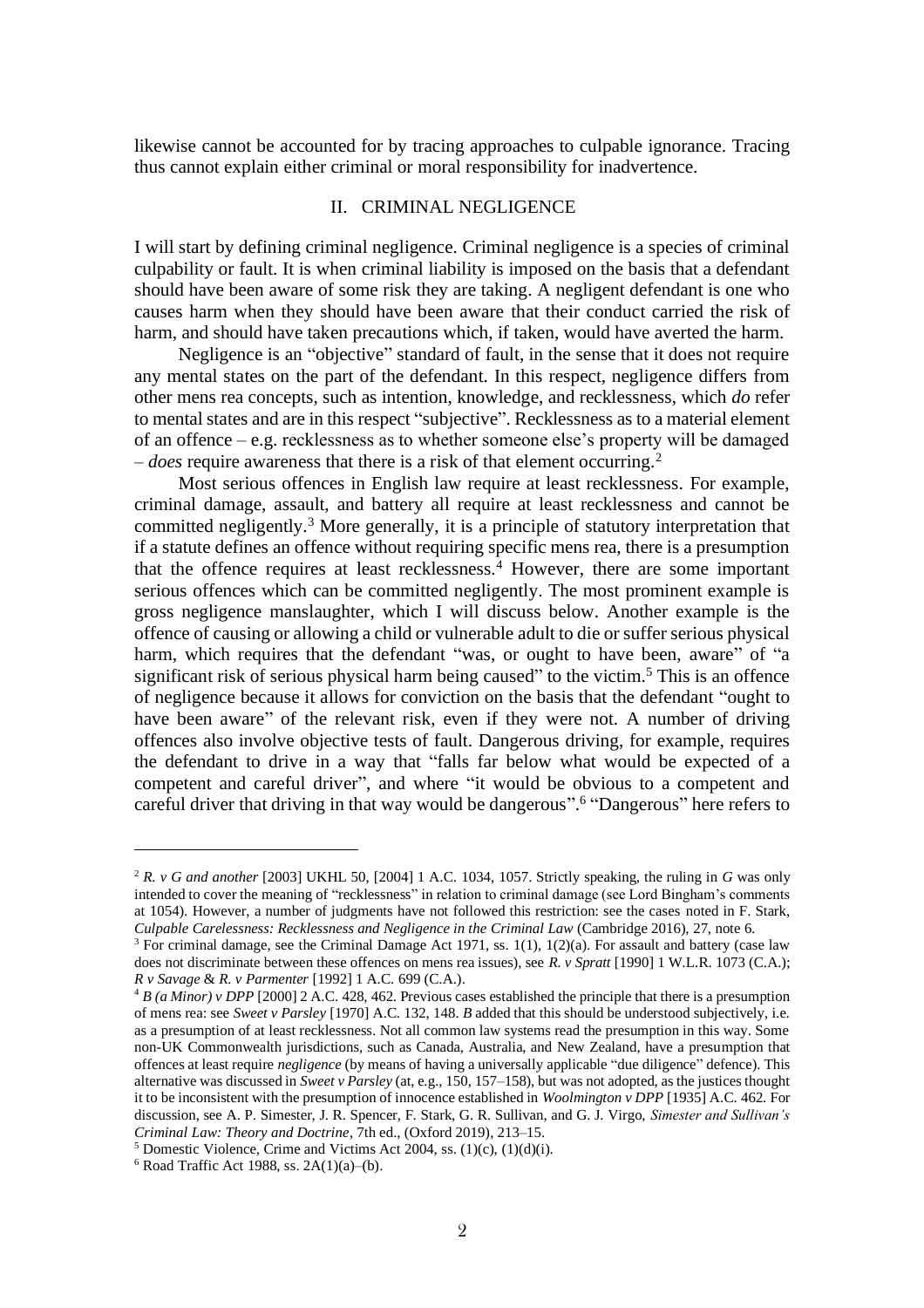likewise cannot be accounted for by tracing approaches to culpable ignorance. Tracing thus cannot explain either criminal or moral responsibility for inadvertence.

## II. CRIMINAL NEGLIGENCE

I will start by defining criminal negligence. Criminal negligence is a species of criminal culpability or fault. It is when criminal liability is imposed on the basis that a defendant should have been aware of some risk they are taking. A negligent defendant is one who causes harm when they should have been aware that their conduct carried the risk of harm, and should have taken precautions which, if taken, would have averted the harm.

Negligence is an "objective" standard of fault, in the sense that it does not require any mental states on the part of the defendant. In this respect, negligence differs from other mens rea concepts, such as intention, knowledge, and recklessness, which *do* refer to mental states and are in this respect "subjective". Recklessness as to a material element of an offence – e.g. recklessness as to whether someone else's property will be damaged – *does* require awareness that there is a risk of that element occurring.[2]

Most serious offences in English law require at least recklessness. For example, criminal damage, assault, and battery all require at least recklessness and cannot be committed negligently.[3] More generally, it is a principle of statutory interpretation that if a statute defines an offence without requiring specific mens rea, there is a presumption that the offence requires at least recklessness.[4] However, there are some important serious offences which can be committed negligently. The most prominent example is gross negligence manslaughter, which I will discuss below. Another example is the offence of causing or allowing a child or vulnerable adult to die or suffer serious physical harm, which requires that the defendant "was, or ought to have been, aware" of "a significant risk of serious physical harm being caused" to the victim.[5] This is an offence of negligence because it allows for conviction on the basis that the defendant "ought to have been aware" of the relevant risk, even if they were not. A number of driving offences also involve objective tests of fault. Dangerous driving, for example, requires the defendant to drive in a way that "falls far below what would be expected of a competent and careful driver", and where "it would be obvious to a competent and careful driver that driving in that way would be dangerous".[6] "Dangerous" here refers to

---

[2] *R. v G and another* [2003] UKHL 50, [2004] 1 A.C. 1034, 1057. Strictly speaking, the ruling in *G* was only intended to cover the meaning of "recklessness" in relation to criminal damage (see Lord Bingham's comments at 1054). However, a number of judgments have not followed this restriction: see the cases noted in F. Stark, *Culpable Carelessness: Recklessness and Negligence in the Criminal Law* (Cambridge 2016), 27, note 6.

[3] For criminal damage, see the Criminal Damage Act 1971, ss. 1(1), 1(2)(a). For assault and battery (case law does not discriminate between these offences on mens rea issues), see *R. v Spratt* [1990] 1 W.L.R. 1073 (C.A.); *R v Savage* & *R. v Parmenter* [1992] 1 A.C. 699 (C.A.).

[4] *B (a Minor) v DPP* [2000] 2 A.C. 428, 462. Previous cases established the principle that there is a presumption of mens rea: see *Sweet v Parsley* [1970] A.C. 132, 148. *B* added that this should be understood subjectively, i.e. as a presumption of at least recklessness. Not all common law systems read the presumption in this way. Some non-UK Commonwealth jurisdictions, such as Canada, Australia, and New Zealand, have a presumption that offences at least require *negligence* (by means of having a universally applicable "due diligence" defence). This alternative was discussed in *Sweet v Parsley* (at, e.g., 150, 157–158), but was not adopted, as the justices thought it to be inconsistent with the presumption of innocence established in *Woolmington v DPP* [1935] A.C. 462. For discussion, see A. P. Simester, J. R. Spencer, F. Stark, G. R. Sullivan, and G. J. Virgo, *Simester and Sullivan's Criminal Law: Theory and Doctrine*, 7th ed., (Oxford 2019), 213–15.

[5] Domestic Violence, Crime and Victims Act 2004, ss. (1)(c), (1)(d)(i).

[6] Road Traffic Act 1988, ss. 2A(1)(a)–(b).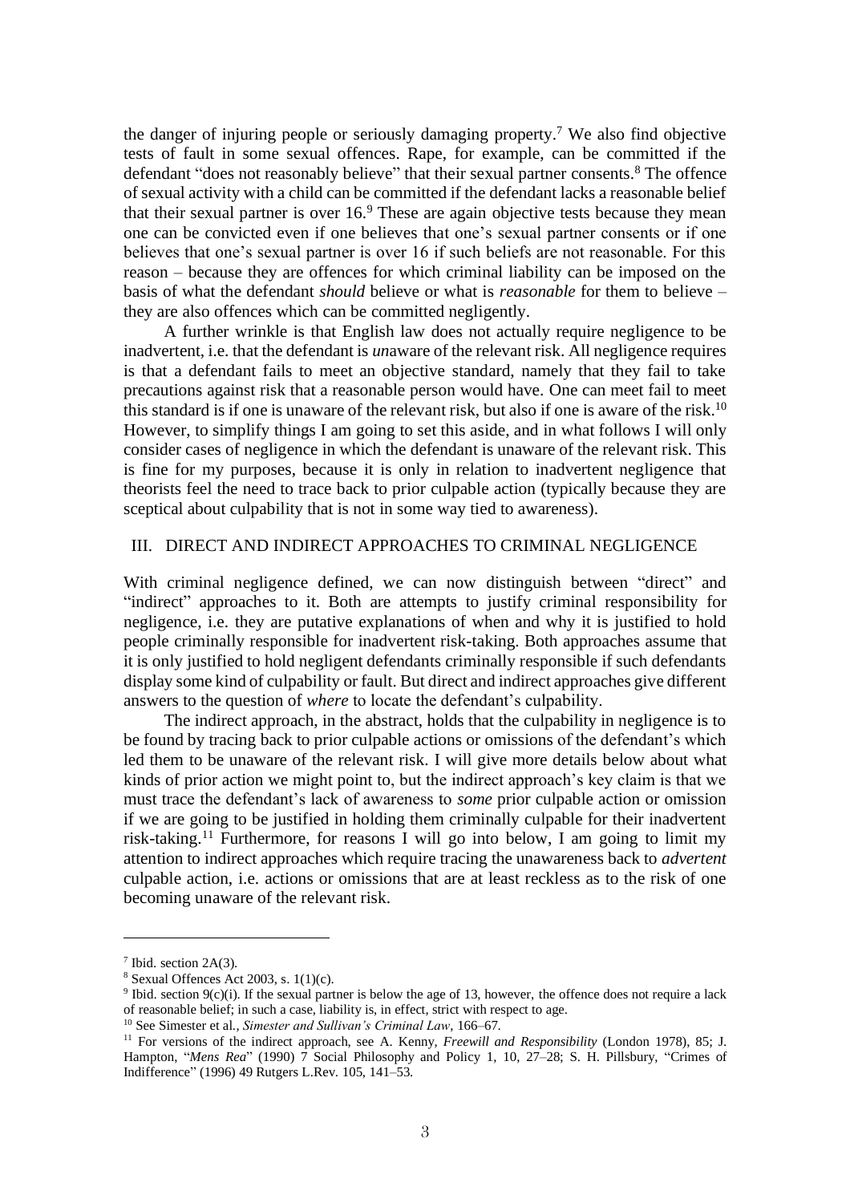the danger of injuring people or seriously damaging property.[7] We also find objective tests of fault in some sexual offences. Rape, for example, can be committed if the defendant "does not reasonably believe" that their sexual partner consents.[8] The offence of sexual activity with a child can be committed if the defendant lacks a reasonable belief that their sexual partner is over 16.[9] These are again objective tests because they mean one can be convicted even if one believes that one's sexual partner consents or if one believes that one's sexual partner is over 16 if such beliefs are not reasonable. For this reason – because they are offences for which criminal liability can be imposed on the basis of what the defendant *should* believe or what is *reasonable* for them to believe – they are also offences which can be committed negligently.

A further wrinkle is that English law does not actually require negligence to be inadvertent, i.e. that the defendant is *un*aware of the relevant risk. All negligence requires is that a defendant fails to meet an objective standard, namely that they fail to take precautions against risk that a reasonable person would have. One can meet fail to meet this standard is if one is unaware of the relevant risk, but also if one is aware of the risk.[10] However, to simplify things I am going to set this aside, and in what follows I will only consider cases of negligence in which the defendant is unaware of the relevant risk. This is fine for my purposes, because it is only in relation to inadvertent negligence that theorists feel the need to trace back to prior culpable action (typically because they are sceptical about culpability that is not in some way tied to awareness).

## III. DIRECT AND INDIRECT APPROACHES TO CRIMINAL NEGLIGENCE

With criminal negligence defined, we can now distinguish between "direct" and "indirect" approaches to it. Both are attempts to justify criminal responsibility for negligence, i.e. they are putative explanations of when and why it is justified to hold people criminally responsible for inadvertent risk-taking. Both approaches assume that it is only justified to hold negligent defendants criminally responsible if such defendants display some kind of culpability or fault. But direct and indirect approaches give different answers to the question of *where* to locate the defendant's culpability.

The indirect approach, in the abstract, holds that the culpability in negligence is to be found by tracing back to prior culpable actions or omissions of the defendant's which led them to be unaware of the relevant risk. I will give more details below about what kinds of prior action we might point to, but the indirect approach's key claim is that we must trace the defendant's lack of awareness to *some* prior culpable action or omission if we are going to be justified in holding them criminally culpable for their inadvertent risk-taking.[11] Furthermore, for reasons I will go into below, I am going to limit my attention to indirect approaches which require tracing the unawareness back to *advertent* culpable action, i.e. actions or omissions that are at least reckless as to the risk of one becoming unaware of the relevant risk.

---

[7] Ibid. section 2A(3).

[8] Sexual Offences Act 2003, s. 1(1)(c).

[9] Ibid. section 9(c)(i). If the sexual partner is below the age of 13, however, the offence does not require a lack of reasonable belief; in such a case, liability is, in effect, strict with respect to age.

[10] See Simester et al., *Simester and Sullivan's Criminal Law*, 166–67.

[11] For versions of the indirect approach, see A. Kenny, *Freewill and Responsibility* (London 1978), 85; J. Hampton, "*Mens Rea*" (1990) 7 Social Philosophy and Policy 1, 10, 27–28; S. H. Pillsbury, "Crimes of Indifference" (1996) 49 Rutgers L.Rev. 105, 141–53.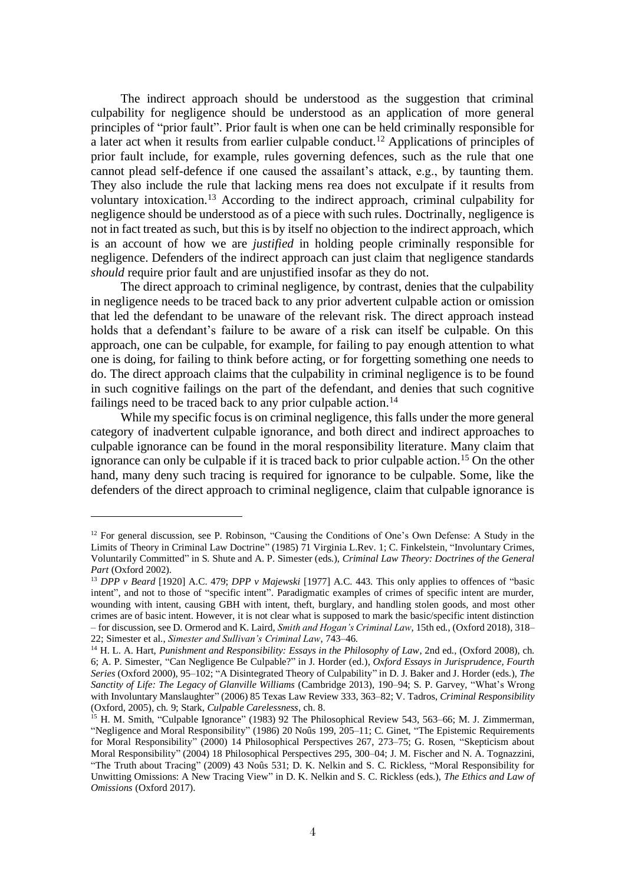The indirect approach should be understood as the suggestion that criminal culpability for negligence should be understood as an application of more general principles of "prior fault". Prior fault is when one can be held criminally responsible for a later act when it results from earlier culpable conduct.[12] Applications of principles of prior fault include, for example, rules governing defences, such as the rule that one cannot plead self-defence if one caused the assailant's attack, e.g., by taunting them. They also include the rule that lacking mens rea does not exculpate if it results from voluntary intoxication.[13] According to the indirect approach, criminal culpability for negligence should be understood as of a piece with such rules. Doctrinally, negligence is not in fact treated as such, but this is by itself no objection to the indirect approach, which is an account of how we are *justified* in holding people criminally responsible for negligence. Defenders of the indirect approach can just claim that negligence standards *should* require prior fault and are unjustified insofar as they do not.

The direct approach to criminal negligence, by contrast, denies that the culpability in negligence needs to be traced back to any prior advertent culpable action or omission that led the defendant to be unaware of the relevant risk. The direct approach instead holds that a defendant's failure to be aware of a risk can itself be culpable. On this approach, one can be culpable, for example, for failing to pay enough attention to what one is doing, for failing to think before acting, or for forgetting something one needs to do. The direct approach claims that the culpability in criminal negligence is to be found in such cognitive failings on the part of the defendant, and denies that such cognitive failings need to be traced back to any prior culpable action.[14]

While my specific focus is on criminal negligence, this falls under the more general category of inadvertent culpable ignorance, and both direct and indirect approaches to culpable ignorance can be found in the moral responsibility literature. Many claim that ignorance can only be culpable if it is traced back to prior culpable action.[15] On the other hand, many deny such tracing is required for ignorance to be culpable. Some, like the defenders of the direct approach to criminal negligence, claim that culpable ignorance is

---

[12] For general discussion, see P. Robinson, "Causing the Conditions of One's Own Defense: A Study in the Limits of Theory in Criminal Law Doctrine" (1985) 71 Virginia L.Rev. 1; C. Finkelstein, "Involuntary Crimes, Voluntarily Committed" in S. Shute and A. P. Simester (eds.), *Criminal Law Theory: Doctrines of the General Part* (Oxford 2002).

[13] *DPP v Beard* [1920] A.C. 479; *DPP v Majewski* [1977] A.C. 443. This only applies to offences of "basic intent", and not to those of "specific intent". Paradigmatic examples of crimes of specific intent are murder, wounding with intent, causing GBH with intent, theft, burglary, and handling stolen goods, and most other crimes are of basic intent. However, it is not clear what is supposed to mark the basic/specific intent distinction – for discussion, see D. Ormerod and K. Laird, *Smith and Hogan's Criminal Law*, 15th ed., (Oxford 2018), 318–22; Simester et al., *Simester and Sullivan's Criminal Law*, 743–46.

[14] H. L. A. Hart, *Punishment and Responsibility: Essays in the Philosophy of Law*, 2nd ed., (Oxford 2008), ch. 6; A. P. Simester, "Can Negligence Be Culpable?" in J. Horder (ed.), *Oxford Essays in Jurisprudence, Fourth Series* (Oxford 2000), 95–102; "A Disintegrated Theory of Culpability" in D. J. Baker and J. Horder (eds.), *The Sanctity of Life: The Legacy of Glanville Williams* (Cambridge 2013), 190–94; S. P. Garvey, "What's Wrong with Involuntary Manslaughter" (2006) 85 Texas Law Review 333, 363–82; V. Tadros, *Criminal Responsibility* (Oxford, 2005), ch. 9; Stark, *Culpable Carelessness*, ch. 8.

[15] H. M. Smith, "Culpable Ignorance" (1983) 92 The Philosophical Review 543, 563–66; M. J. Zimmerman, "Negligence and Moral Responsibility" (1986) 20 Noûs 199, 205–11; C. Ginet, "The Epistemic Requirements for Moral Responsibility" (2000) 14 Philosophical Perspectives 267, 273–75; G. Rosen, "Skepticism about Moral Responsibility" (2004) 18 Philosophical Perspectives 295, 300–04; J. M. Fischer and N. A. Tognazzini, "The Truth about Tracing" (2009) 43 Noûs 531; D. K. Nelkin and S. C. Rickless, "Moral Responsibility for Unwitting Omissions: A New Tracing View" in D. K. Nelkin and S. C. Rickless (eds.), *The Ethics and Law of Omissions* (Oxford 2017).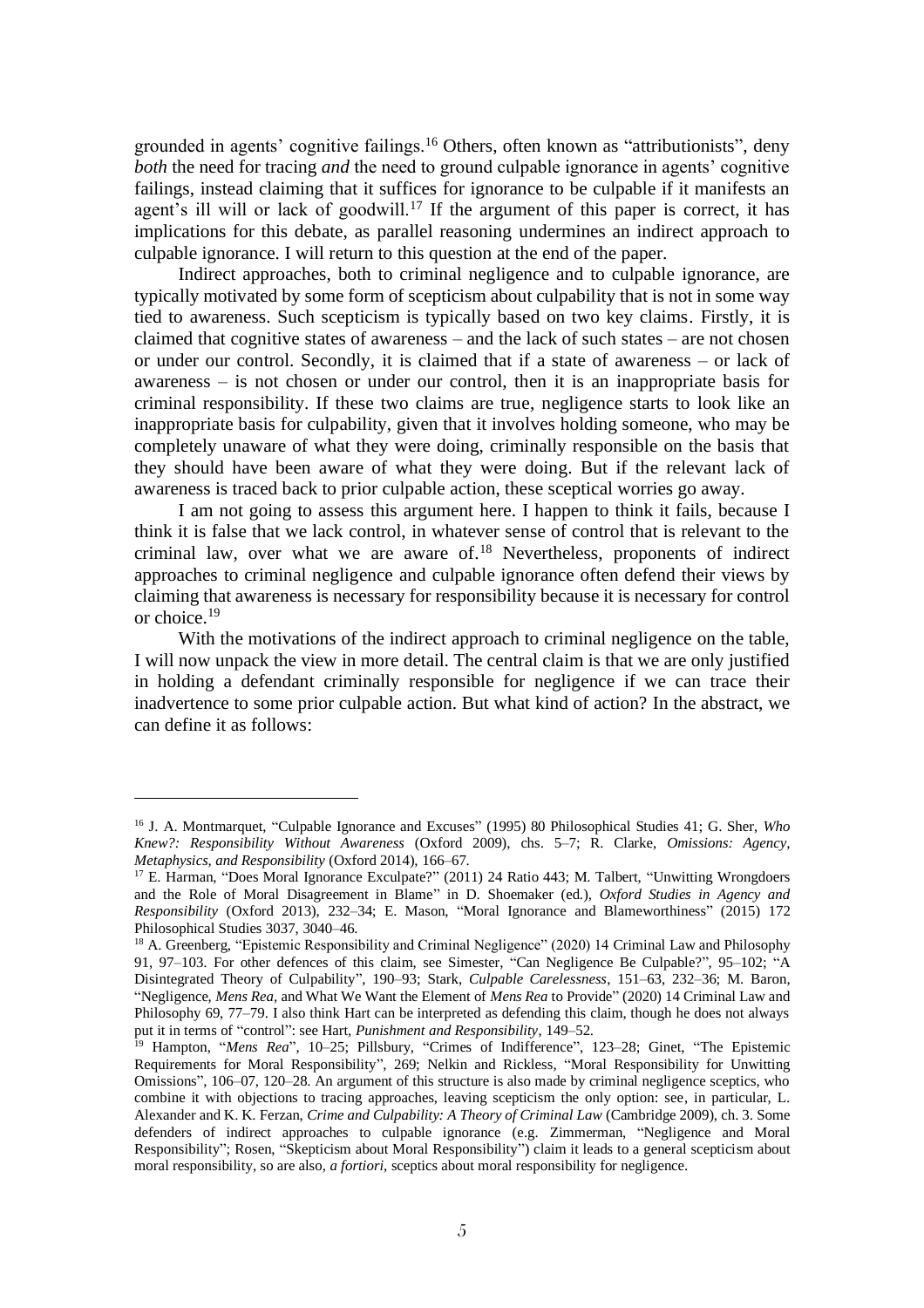grounded in agents' cognitive failings.[16] Others, often known as "attributionists", deny *both* the need for tracing *and* the need to ground culpable ignorance in agents' cognitive failings, instead claiming that it suffices for ignorance to be culpable if it manifests an agent's ill will or lack of goodwill.[17] If the argument of this paper is correct, it has implications for this debate, as parallel reasoning undermines an indirect approach to culpable ignorance. I will return to this question at the end of the paper.

Indirect approaches, both to criminal negligence and to culpable ignorance, are typically motivated by some form of scepticism about culpability that is not in some way tied to awareness. Such scepticism is typically based on two key claims. Firstly, it is claimed that cognitive states of awareness – and the lack of such states – are not chosen or under our control. Secondly, it is claimed that if a state of awareness – or lack of awareness – is not chosen or under our control, then it is an inappropriate basis for criminal responsibility. If these two claims are true, negligence starts to look like an inappropriate basis for culpability, given that it involves holding someone, who may be completely unaware of what they were doing, criminally responsible on the basis that they should have been aware of what they were doing. But if the relevant lack of awareness is traced back to prior culpable action, these sceptical worries go away.

I am not going to assess this argument here. I happen to think it fails, because I think it is false that we lack control, in whatever sense of control that is relevant to the criminal law, over what we are aware of.[18] Nevertheless, proponents of indirect approaches to criminal negligence and culpable ignorance often defend their views by claiming that awareness is necessary for responsibility because it is necessary for control or choice.[19]

With the motivations of the indirect approach to criminal negligence on the table, I will now unpack the view in more detail. The central claim is that we are only justified in holding a defendant criminally responsible for negligence if we can trace their inadvertence to some prior culpable action. But what kind of action? In the abstract, we can define it as follows:

---

[16] J. A. Montmarquet, "Culpable Ignorance and Excuses" (1995) 80 Philosophical Studies 41; G. Sher, *Who Knew?: Responsibility Without Awareness* (Oxford 2009), chs. 5–7; R. Clarke, *Omissions: Agency, Metaphysics, and Responsibility* (Oxford 2014), 166–67.

[17] E. Harman, "Does Moral Ignorance Exculpate?" (2011) 24 Ratio 443; M. Talbert, "Unwitting Wrongdoers and the Role of Moral Disagreement in Blame" in D. Shoemaker (ed.), *Oxford Studies in Agency and Responsibility* (Oxford 2013), 232–34; E. Mason, "Moral Ignorance and Blameworthiness" (2015) 172 Philosophical Studies 3037, 3040–46.

[18] A. Greenberg, "Epistemic Responsibility and Criminal Negligence" (2020) 14 Criminal Law and Philosophy 91, 97–103. For other defences of this claim, see Simester, "Can Negligence Be Culpable?", 95–102; "A Disintegrated Theory of Culpability", 190–93; Stark, *Culpable Carelessness*, 151–63, 232–36; M. Baron, "Negligence, *Mens Rea*, and What We Want the Element of *Mens Rea* to Provide" (2020) 14 Criminal Law and Philosophy 69, 77–79. I also think Hart can be interpreted as defending this claim, though he does not always put it in terms of "control": see Hart, *Punishment and Responsibility*, 149–52.

[19] Hampton, "*Mens Rea*", 10–25; Pillsbury, "Crimes of Indifference", 123–28; Ginet, "The Epistemic Requirements for Moral Responsibility", 269; Nelkin and Rickless, "Moral Responsibility for Unwitting Omissions", 106–07, 120–28. An argument of this structure is also made by criminal negligence sceptics, who combine it with objections to tracing approaches, leaving scepticism the only option: see, in particular, L. Alexander and K. K. Ferzan, *Crime and Culpability: A Theory of Criminal Law* (Cambridge 2009), ch. 3. Some defenders of indirect approaches to culpable ignorance (e.g. Zimmerman, "Negligence and Moral Responsibility"; Rosen, "Skepticism about Moral Responsibility") claim it leads to a general scepticism about moral responsibility, so are also, *a fortiori*, sceptics about moral responsibility for negligence.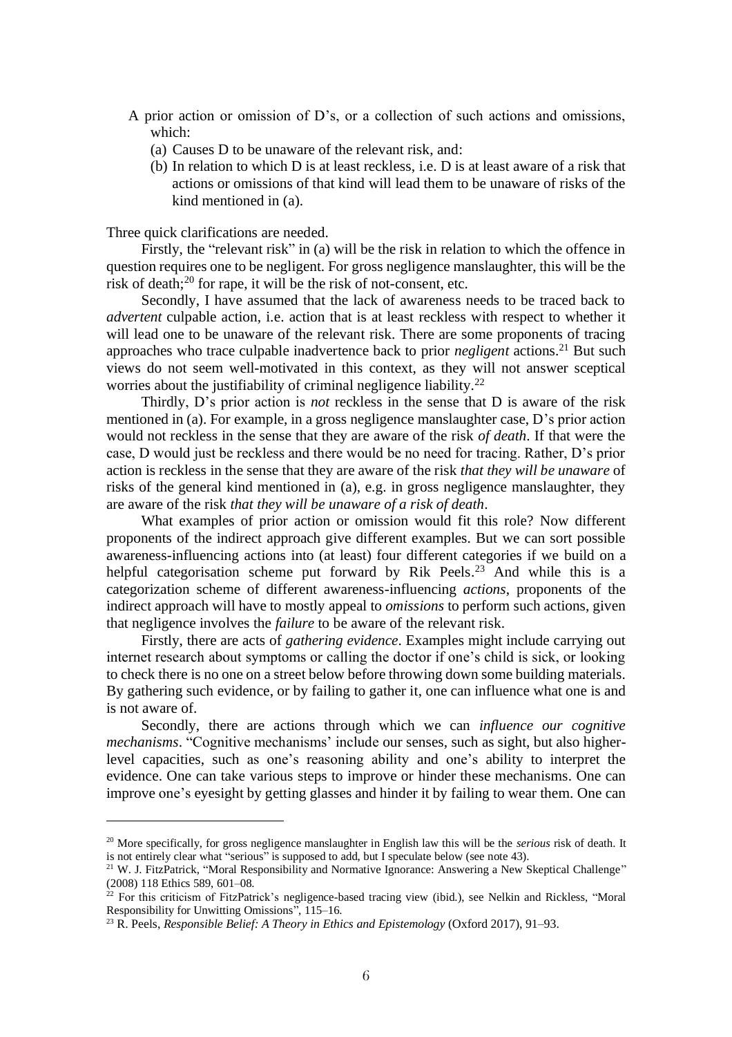A prior action or omission of D's, or a collection of such actions and omissions, which:

(a) Causes D to be unaware of the relevant risk, and:

(b) In relation to which D is at least reckless, i.e. D is at least aware of a risk that actions or omissions of that kind will lead them to be unaware of risks of the kind mentioned in (a).

Three quick clarifications are needed.

Firstly, the "relevant risk" in (a) will be the risk in relation to which the offence in question requires one to be negligent. For gross negligence manslaughter, this will be the risk of death;[20] for rape, it will be the risk of not-consent, etc.

Secondly, I have assumed that the lack of awareness needs to be traced back to *advertent* culpable action, i.e. action that is at least reckless with respect to whether it will lead one to be unaware of the relevant risk. There are some proponents of tracing approaches who trace culpable inadvertence back to prior *negligent* actions.[21] But such views do not seem well-motivated in this context, as they will not answer sceptical worries about the justifiability of criminal negligence liability.[22]

Thirdly, D's prior action is *not* reckless in the sense that D is aware of the risk mentioned in (a). For example, in a gross negligence manslaughter case, D's prior action would not reckless in the sense that they are aware of the risk *of death*. If that were the case, D would just be reckless and there would be no need for tracing. Rather, D's prior action is reckless in the sense that they are aware of the risk *that they will be unaware* of risks of the general kind mentioned in (a), e.g. in gross negligence manslaughter, they are aware of the risk *that they will be unaware of a risk of death*.

What examples of prior action or omission would fit this role? Now different proponents of the indirect approach give different examples. But we can sort possible awareness-influencing actions into (at least) four different categories if we build on a helpful categorisation scheme put forward by Rik Peels.[23] And while this is a categorization scheme of different awareness-influencing *actions*, proponents of the indirect approach will have to mostly appeal to *omissions* to perform such actions, given that negligence involves the *failure* to be aware of the relevant risk.

Firstly, there are acts of *gathering evidence*. Examples might include carrying out internet research about symptoms or calling the doctor if one's child is sick, or looking to check there is no one on a street below before throwing down some building materials. By gathering such evidence, or by failing to gather it, one can influence what one is and is not aware of.

Secondly, there are actions through which we can *influence our cognitive mechanisms*. "Cognitive mechanisms' include our senses, such as sight, but also higher-level capacities, such as one's reasoning ability and one's ability to interpret the evidence. One can take various steps to improve or hinder these mechanisms. One can improve one's eyesight by getting glasses and hinder it by failing to wear them. One can

---

[20] More specifically, for gross negligence manslaughter in English law this will be the *serious* risk of death. It is not entirely clear what "serious" is supposed to add, but I speculate below (see note 43).

[21] W. J. FitzPatrick, "Moral Responsibility and Normative Ignorance: Answering a New Skeptical Challenge" (2008) 118 Ethics 589, 601–08.

[22] For this criticism of FitzPatrick's negligence-based tracing view (ibid.), see Nelkin and Rickless, "Moral Responsibility for Unwitting Omissions", 115–16.

[23] R. Peels, *Responsible Belief: A Theory in Ethics and Epistemology* (Oxford 2017), 91–93.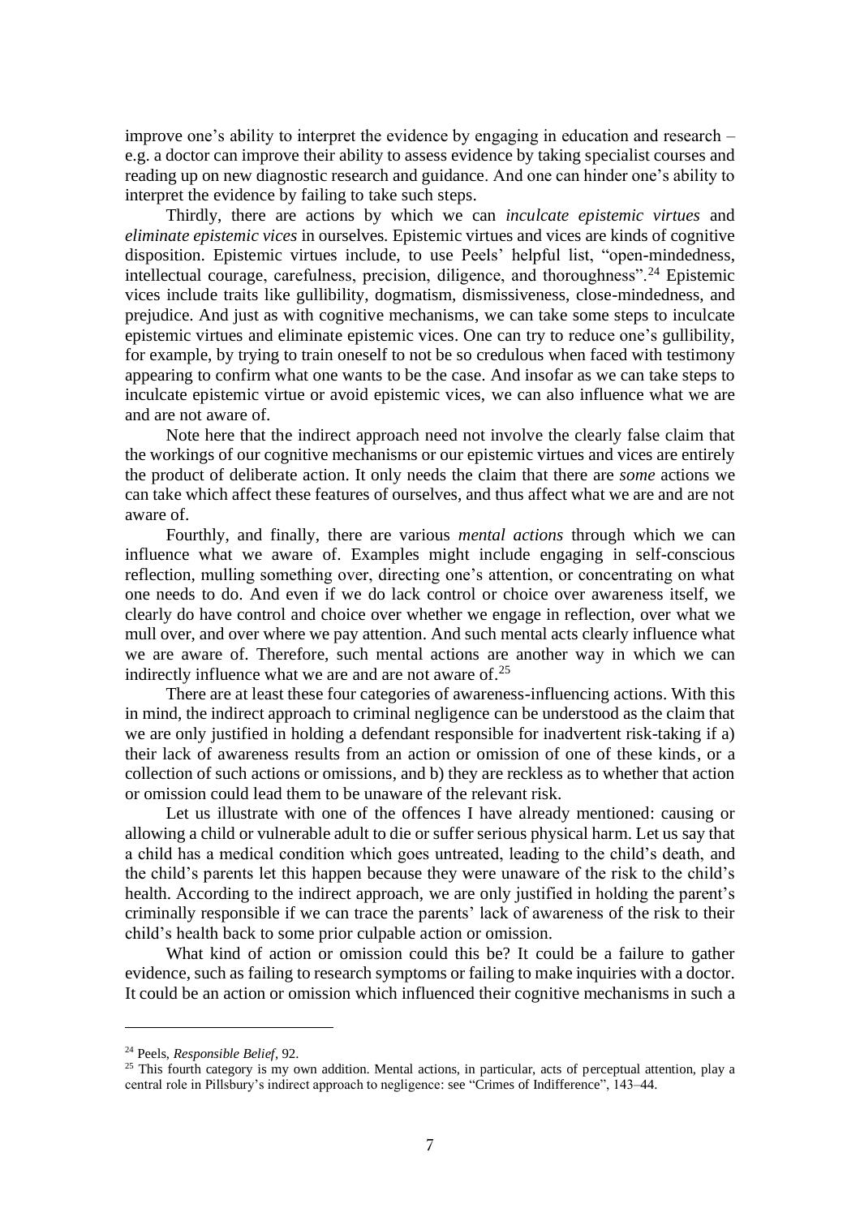improve one's ability to interpret the evidence by engaging in education and research – e.g. a doctor can improve their ability to assess evidence by taking specialist courses and reading up on new diagnostic research and guidance. And one can hinder one's ability to interpret the evidence by failing to take such steps.

Thirdly, there are actions by which we can *inculcate epistemic virtues* and *eliminate epistemic vices* in ourselves. Epistemic virtues and vices are kinds of cognitive disposition. Epistemic virtues include, to use Peels' helpful list, "open-mindedness, intellectual courage, carefulness, precision, diligence, and thoroughness".[24] Epistemic vices include traits like gullibility, dogmatism, dismissiveness, close-mindedness, and prejudice. And just as with cognitive mechanisms, we can take some steps to inculcate epistemic virtues and eliminate epistemic vices. One can try to reduce one's gullibility, for example, by trying to train oneself to not be so credulous when faced with testimony appearing to confirm what one wants to be the case. And insofar as we can take steps to inculcate epistemic virtue or avoid epistemic vices, we can also influence what we are and are not aware of.

Note here that the indirect approach need not involve the clearly false claim that the workings of our cognitive mechanisms or our epistemic virtues and vices are entirely the product of deliberate action. It only needs the claim that there are *some* actions we can take which affect these features of ourselves, and thus affect what we are and are not aware of.

Fourthly, and finally, there are various *mental actions* through which we can influence what we aware of. Examples might include engaging in self-conscious reflection, mulling something over, directing one's attention, or concentrating on what one needs to do. And even if we do lack control or choice over awareness itself, we clearly do have control and choice over whether we engage in reflection, over what we mull over, and over where we pay attention. And such mental acts clearly influence what we are aware of. Therefore, such mental actions are another way in which we can indirectly influence what we are and are not aware of.[25]

There are at least these four categories of awareness-influencing actions. With this in mind, the indirect approach to criminal negligence can be understood as the claim that we are only justified in holding a defendant responsible for inadvertent risk-taking if a) their lack of awareness results from an action or omission of one of these kinds, or a collection of such actions or omissions, and b) they are reckless as to whether that action or omission could lead them to be unaware of the relevant risk.

Let us illustrate with one of the offences I have already mentioned: causing or allowing a child or vulnerable adult to die or suffer serious physical harm. Let us say that a child has a medical condition which goes untreated, leading to the child's death, and the child's parents let this happen because they were unaware of the risk to the child's health. According to the indirect approach, we are only justified in holding the parent's criminally responsible if we can trace the parents' lack of awareness of the risk to their child's health back to some prior culpable action or omission.

What kind of action or omission could this be? It could be a failure to gather evidence, such as failing to research symptoms or failing to make inquiries with a doctor. It could be an action or omission which influenced their cognitive mechanisms in such a

[24] Peels, *Responsible Belief*, 92.

[25] This fourth category is my own addition. Mental actions, in particular, acts of perceptual attention, play a central role in Pillsbury's indirect approach to negligence: see "Crimes of Indifference", 143–44.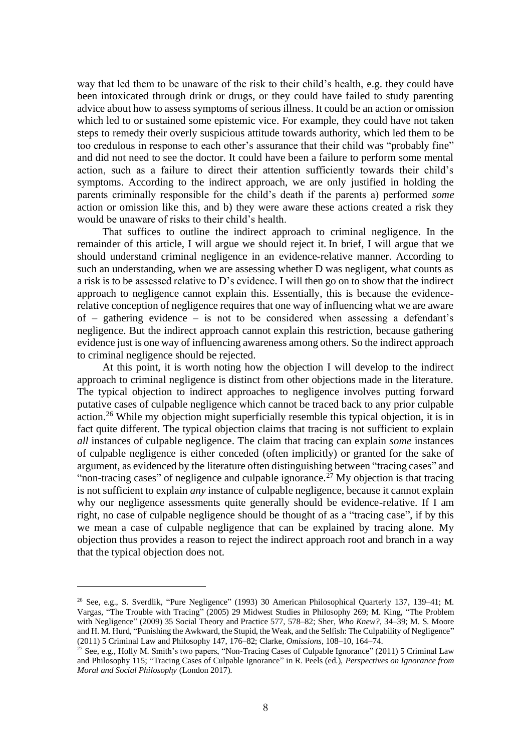way that led them to be unaware of the risk to their child's health, e.g. they could have been intoxicated through drink or drugs, or they could have failed to study parenting advice about how to assess symptoms of serious illness. It could be an action or omission which led to or sustained some epistemic vice. For example, they could have not taken steps to remedy their overly suspicious attitude towards authority, which led them to be too credulous in response to each other's assurance that their child was "probably fine" and did not need to see the doctor. It could have been a failure to perform some mental action, such as a failure to direct their attention sufficiently towards their child's symptoms. According to the indirect approach, we are only justified in holding the parents criminally responsible for the child's death if the parents a) performed *some* action or omission like this, and b) they were aware these actions created a risk they would be unaware of risks to their child's health.

That suffices to outline the indirect approach to criminal negligence. In the remainder of this article, I will argue we should reject it. In brief, I will argue that we should understand criminal negligence in an evidence-relative manner. According to such an understanding, when we are assessing whether D was negligent, what counts as a risk is to be assessed relative to D's evidence. I will then go on to show that the indirect approach to negligence cannot explain this. Essentially, this is because the evidence-relative conception of negligence requires that one way of influencing what we are aware of – gathering evidence – is not to be considered when assessing a defendant's negligence. But the indirect approach cannot explain this restriction, because gathering evidence just is one way of influencing awareness among others. So the indirect approach to criminal negligence should be rejected.

At this point, it is worth noting how the objection I will develop to the indirect approach to criminal negligence is distinct from other objections made in the literature. The typical objection to indirect approaches to negligence involves putting forward putative cases of culpable negligence which cannot be traced back to any prior culpable action.[26] While my objection might superficially resemble this typical objection, it is in fact quite different. The typical objection claims that tracing is not sufficient to explain *all* instances of culpable negligence. The claim that tracing can explain *some* instances of culpable negligence is either conceded (often implicitly) or granted for the sake of argument, as evidenced by the literature often distinguishing between "tracing cases" and "non-tracing cases" of negligence and culpable ignorance.[27] My objection is that tracing is not sufficient to explain *any* instance of culpable negligence, because it cannot explain why our negligence assessments quite generally should be evidence-relative. If I am right, no case of culpable negligence should be thought of as a "tracing case", if by this we mean a case of culpable negligence that can be explained by tracing alone. My objection thus provides a reason to reject the indirect approach root and branch in a way that the typical objection does not.

---

[26] See, e.g., S. Sverdlik, "Pure Negligence" (1993) 30 American Philosophical Quarterly 137, 139–41; M. Vargas, "The Trouble with Tracing" (2005) 29 Midwest Studies in Philosophy 269; M. King, "The Problem with Negligence" (2009) 35 Social Theory and Practice 577, 578–82; Sher, *Who Knew?*, 34–39; M. S. Moore and H. M. Hurd, "Punishing the Awkward, the Stupid, the Weak, and the Selfish: The Culpability of Negligence" (2011) 5 Criminal Law and Philosophy 147, 176–82; Clarke, *Omissions*, 108–10, 164–74.

[27] See, e.g., Holly M. Smith's two papers, "Non-Tracing Cases of Culpable Ignorance" (2011) 5 Criminal Law and Philosophy 115; "Tracing Cases of Culpable Ignorance" in R. Peels (ed.), *Perspectives on Ignorance from Moral and Social Philosophy* (London 2017).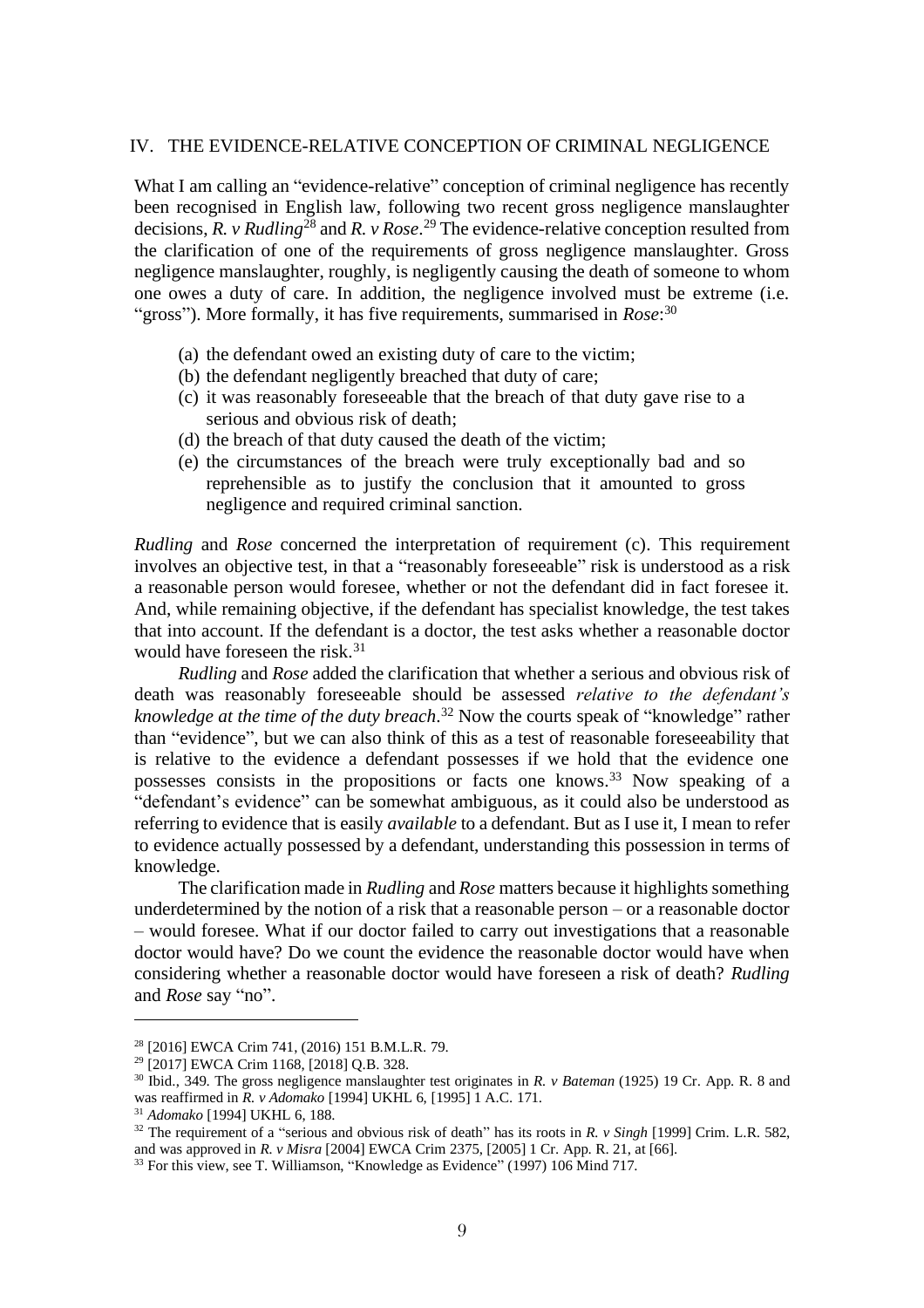## IV. THE EVIDENCE-RELATIVE CONCEPTION OF CRIMINAL NEGLIGENCE

What I am calling an "evidence-relative" conception of criminal negligence has recently been recognised in English law, following two recent gross negligence manslaughter decisions, *R. v Rudling*[28] and *R. v Rose*.[29] The evidence-relative conception resulted from the clarification of one of the requirements of gross negligence manslaughter. Gross negligence manslaughter, roughly, is negligently causing the death of someone to whom one owes a duty of care. In addition, the negligence involved must be extreme (i.e. "gross"). More formally, it has five requirements, summarised in *Rose*:[30]

(a) the defendant owed an existing duty of care to the victim;
(b) the defendant negligently breached that duty of care;
(c) it was reasonably foreseeable that the breach of that duty gave rise to a serious and obvious risk of death;
(d) the breach of that duty caused the death of the victim;
(e) the circumstances of the breach were truly exceptionally bad and so reprehensible as to justify the conclusion that it amounted to gross negligence and required criminal sanction.

*Rudling* and *Rose* concerned the interpretation of requirement (c). This requirement involves an objective test, in that a "reasonably foreseeable" risk is understood as a risk a reasonable person would foresee, whether or not the defendant did in fact foresee it. And, while remaining objective, if the defendant has specialist knowledge, the test takes that into account. If the defendant is a doctor, the test asks whether a reasonable doctor would have foreseen the risk.[31]

*Rudling* and *Rose* added the clarification that whether a serious and obvious risk of death was reasonably foreseeable should be assessed *relative to the defendant's knowledge at the time of the duty breach*.[32] Now the courts speak of "knowledge" rather than "evidence", but we can also think of this as a test of reasonable foreseeability that is relative to the evidence a defendant possesses if we hold that the evidence one possesses consists in the propositions or facts one knows.[33] Now speaking of a "defendant's evidence" can be somewhat ambiguous, as it could also be understood as referring to evidence that is easily *available* to a defendant. But as I use it, I mean to refer to evidence actually possessed by a defendant, understanding this possession in terms of knowledge.

The clarification made in *Rudling* and *Rose* matters because it highlights something underdetermined by the notion of a risk that a reasonable person – or a reasonable doctor – would foresee. What if our doctor failed to carry out investigations that a reasonable doctor would have? Do we count the evidence the reasonable doctor would have when considering whether a reasonable doctor would have foreseen a risk of death? *Rudling* and *Rose* say "no".

---

[28] [2016] EWCA Crim 741, (2016) 151 B.M.L.R. 79.

[29] [2017] EWCA Crim 1168, [2018] Q.B. 328.

[30] Ibid., 349. The gross negligence manslaughter test originates in *R. v Bateman* (1925) 19 Cr. App. R. 8 and was reaffirmed in *R. v Adomako* [1994] UKHL 6, [1995] 1 A.C. 171.

[31] *Adomako* [1994] UKHL 6, 188.

[32] The requirement of a "serious and obvious risk of death" has its roots in *R. v Singh* [1999] Crim. L.R. 582, and was approved in *R. v Misra* [2004] EWCA Crim 2375, [2005] 1 Cr. App. R. 21, at [66].

[33] For this view, see T. Williamson, "Knowledge as Evidence" (1997) 106 Mind 717.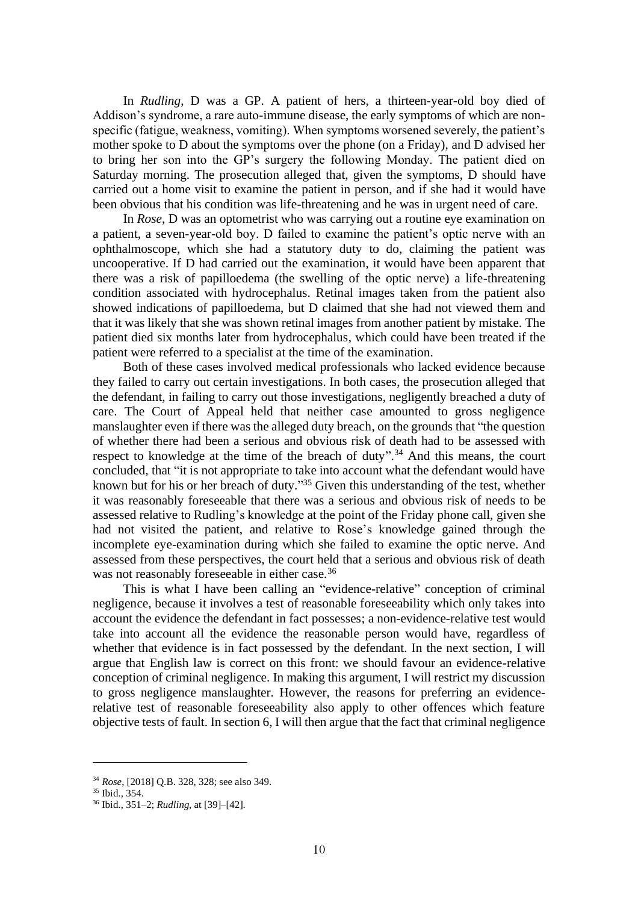In *Rudling*, D was a GP. A patient of hers, a thirteen-year-old boy died of Addison's syndrome, a rare auto-immune disease, the early symptoms of which are non-specific (fatigue, weakness, vomiting). When symptoms worsened severely, the patient's mother spoke to D about the symptoms over the phone (on a Friday), and D advised her to bring her son into the GP's surgery the following Monday. The patient died on Saturday morning. The prosecution alleged that, given the symptoms, D should have carried out a home visit to examine the patient in person, and if she had it would have been obvious that his condition was life-threatening and he was in urgent need of care.

In *Rose*, D was an optometrist who was carrying out a routine eye examination on a patient, a seven-year-old boy. D failed to examine the patient's optic nerve with an ophthalmoscope, which she had a statutory duty to do, claiming the patient was uncooperative. If D had carried out the examination, it would have been apparent that there was a risk of papilloedema (the swelling of the optic nerve) a life-threatening condition associated with hydrocephalus. Retinal images taken from the patient also showed indications of papilloedema, but D claimed that she had not viewed them and that it was likely that she was shown retinal images from another patient by mistake. The patient died six months later from hydrocephalus, which could have been treated if the patient were referred to a specialist at the time of the examination.

Both of these cases involved medical professionals who lacked evidence because they failed to carry out certain investigations. In both cases, the prosecution alleged that the defendant, in failing to carry out those investigations, negligently breached a duty of care. The Court of Appeal held that neither case amounted to gross negligence manslaughter even if there was the alleged duty breach, on the grounds that "the question of whether there had been a serious and obvious risk of death had to be assessed with respect to knowledge at the time of the breach of duty".[34] And this means, the court concluded, that "it is not appropriate to take into account what the defendant would have known but for his or her breach of duty."[35] Given this understanding of the test, whether it was reasonably foreseeable that there was a serious and obvious risk of needs to be assessed relative to Rudling's knowledge at the point of the Friday phone call, given she had not visited the patient, and relative to Rose's knowledge gained through the incomplete eye-examination during which she failed to examine the optic nerve. And assessed from these perspectives, the court held that a serious and obvious risk of death was not reasonably foreseeable in either case.[36]

This is what I have been calling an "evidence-relative" conception of criminal negligence, because it involves a test of reasonable foreseeability which only takes into account the evidence the defendant in fact possesses; a non-evidence-relative test would take into account all the evidence the reasonable person would have, regardless of whether that evidence is in fact possessed by the defendant. In the next section, I will argue that English law is correct on this front: we should favour an evidence-relative conception of criminal negligence. In making this argument, I will restrict my discussion to gross negligence manslaughter. However, the reasons for preferring an evidence-relative test of reasonable foreseeability also apply to other offences which feature objective tests of fault. In section 6, I will then argue that the fact that criminal negligence

---

[34] *Rose*, [2018] Q.B. 328, 328; see also 349.

[35] Ibid., 354.

[36] Ibid., 351–2; *Rudling*, at [39]–[42].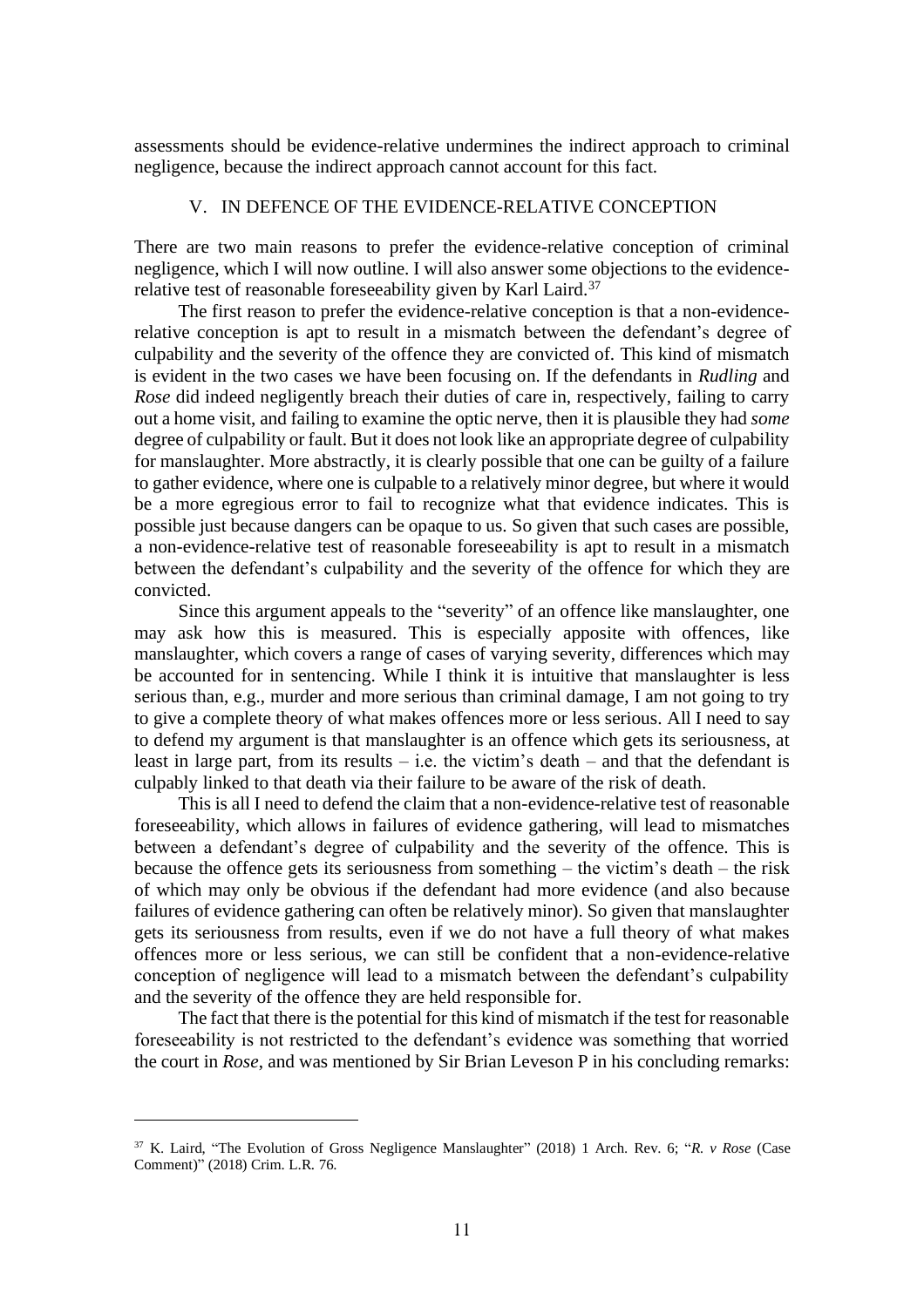assessments should be evidence-relative undermines the indirect approach to criminal negligence, because the indirect approach cannot account for this fact.

## V. IN DEFENCE OF THE EVIDENCE-RELATIVE CONCEPTION

There are two main reasons to prefer the evidence-relative conception of criminal negligence, which I will now outline. I will also answer some objections to the evidence-relative test of reasonable foreseeability given by Karl Laird.[37]

The first reason to prefer the evidence-relative conception is that a non-evidence-relative conception is apt to result in a mismatch between the defendant's degree of culpability and the severity of the offence they are convicted of. This kind of mismatch is evident in the two cases we have been focusing on. If the defendants in *Rudling* and *Rose* did indeed negligently breach their duties of care in, respectively, failing to carry out a home visit, and failing to examine the optic nerve, then it is plausible they had *some* degree of culpability or fault. But it does not look like an appropriate degree of culpability for manslaughter. More abstractly, it is clearly possible that one can be guilty of a failure to gather evidence, where one is culpable to a relatively minor degree, but where it would be a more egregious error to fail to recognize what that evidence indicates. This is possible just because dangers can be opaque to us. So given that such cases are possible, a non-evidence-relative test of reasonable foreseeability is apt to result in a mismatch between the defendant's culpability and the severity of the offence for which they are convicted.

Since this argument appeals to the "severity" of an offence like manslaughter, one may ask how this is measured. This is especially apposite with offences, like manslaughter, which covers a range of cases of varying severity, differences which may be accounted for in sentencing. While I think it is intuitive that manslaughter is less serious than, e.g., murder and more serious than criminal damage, I am not going to try to give a complete theory of what makes offences more or less serious. All I need to say to defend my argument is that manslaughter is an offence which gets its seriousness, at least in large part, from its results – i.e. the victim's death – and that the defendant is culpably linked to that death via their failure to be aware of the risk of death.

This is all I need to defend the claim that a non-evidence-relative test of reasonable foreseeability, which allows in failures of evidence gathering, will lead to mismatches between a defendant's degree of culpability and the severity of the offence. This is because the offence gets its seriousness from something – the victim's death – the risk of which may only be obvious if the defendant had more evidence (and also because failures of evidence gathering can often be relatively minor). So given that manslaughter gets its seriousness from results, even if we do not have a full theory of what makes offences more or less serious, we can still be confident that a non-evidence-relative conception of negligence will lead to a mismatch between the defendant's culpability and the severity of the offence they are held responsible for.

The fact that there is the potential for this kind of mismatch if the test for reasonable foreseeability is not restricted to the defendant's evidence was something that worried the court in *Rose*, and was mentioned by Sir Brian Leveson P in his concluding remarks:

---

[37] K. Laird, "The Evolution of Gross Negligence Manslaughter" (2018) 1 Arch. Rev. 6; "*R. v Rose* (Case Comment)" (2018) Crim. L.R. 76.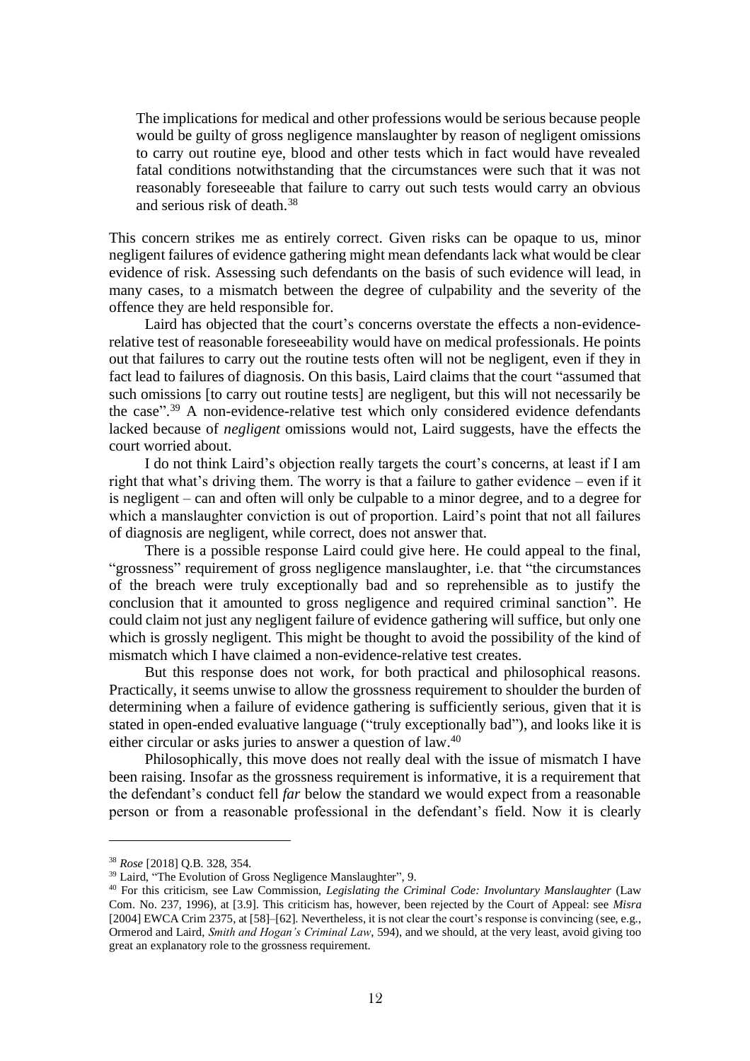> The implications for medical and other professions would be serious because people would be guilty of gross negligence manslaughter by reason of negligent omissions to carry out routine eye, blood and other tests which in fact would have revealed fatal conditions notwithstanding that the circumstances were such that it was not reasonably foreseeable that failure to carry out such tests would carry an obvious and serious risk of death.[38]

This concern strikes me as entirely correct. Given risks can be opaque to us, minor negligent failures of evidence gathering might mean defendants lack what would be clear evidence of risk. Assessing such defendants on the basis of such evidence will lead, in many cases, to a mismatch between the degree of culpability and the severity of the offence they are held responsible for.

Laird has objected that the court's concerns overstate the effects a non-evidence-relative test of reasonable foreseeability would have on medical professionals. He points out that failures to carry out the routine tests often will not be negligent, even if they in fact lead to failures of diagnosis. On this basis, Laird claims that the court "assumed that such omissions [to carry out routine tests] are negligent, but this will not necessarily be the case".[39] A non-evidence-relative test which only considered evidence defendants lacked because of *negligent* omissions would not, Laird suggests, have the effects the court worried about.

I do not think Laird's objection really targets the court's concerns, at least if I am right that what's driving them. The worry is that a failure to gather evidence – even if it is negligent – can and often will only be culpable to a minor degree, and to a degree for which a manslaughter conviction is out of proportion. Laird's point that not all failures of diagnosis are negligent, while correct, does not answer that.

There is a possible response Laird could give here. He could appeal to the final, "grossness" requirement of gross negligence manslaughter, i.e. that "the circumstances of the breach were truly exceptionally bad and so reprehensible as to justify the conclusion that it amounted to gross negligence and required criminal sanction". He could claim not just any negligent failure of evidence gathering will suffice, but only one which is grossly negligent. This might be thought to avoid the possibility of the kind of mismatch which I have claimed a non-evidence-relative test creates.

But this response does not work, for both practical and philosophical reasons. Practically, it seems unwise to allow the grossness requirement to shoulder the burden of determining when a failure of evidence gathering is sufficiently serious, given that it is stated in open-ended evaluative language ("truly exceptionally bad"), and looks like it is either circular or asks juries to answer a question of law.[40]

Philosophically, this move does not really deal with the issue of mismatch I have been raising. Insofar as the grossness requirement is informative, it is a requirement that the defendant's conduct fell *far* below the standard we would expect from a reasonable person or from a reasonable professional in the defendant's field. Now it is clearly

---

[38] *Rose* [2018] Q.B. 328, 354.

[39] Laird, "The Evolution of Gross Negligence Manslaughter", 9.

[40] For this criticism, see Law Commission, *Legislating the Criminal Code: Involuntary Manslaughter* (Law Com. No. 237, 1996), at [3.9]. This criticism has, however, been rejected by the Court of Appeal: see *Misra* [2004] EWCA Crim 2375, at [58]–[62]. Nevertheless, it is not clear the court's response is convincing (see, e.g., Ormerod and Laird, *Smith and Hogan's Criminal Law*, 594), and we should, at the very least, avoid giving too great an explanatory role to the grossness requirement.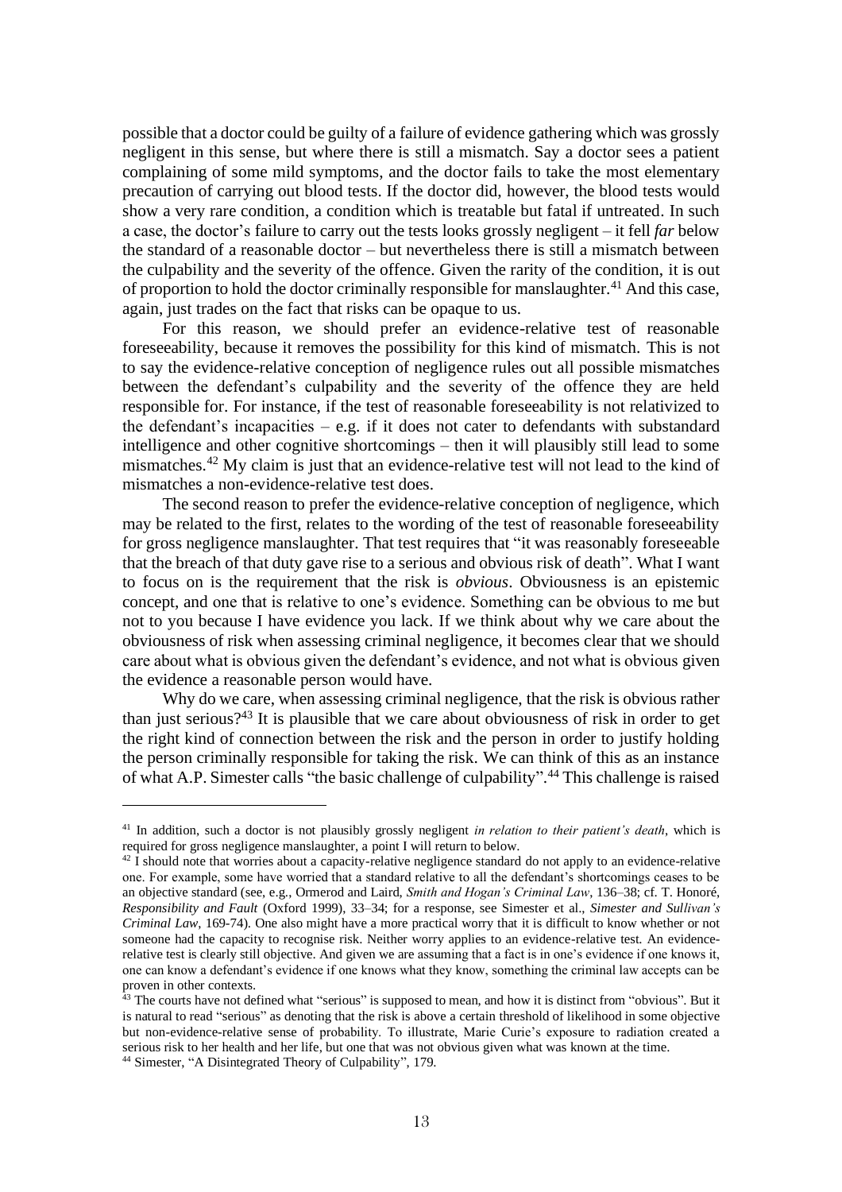possible that a doctor could be guilty of a failure of evidence gathering which was grossly negligent in this sense, but where there is still a mismatch. Say a doctor sees a patient complaining of some mild symptoms, and the doctor fails to take the most elementary precaution of carrying out blood tests. If the doctor did, however, the blood tests would show a very rare condition, a condition which is treatable but fatal if untreated. In such a case, the doctor's failure to carry out the tests looks grossly negligent – it fell *far* below the standard of a reasonable doctor – but nevertheless there is still a mismatch between the culpability and the severity of the offence. Given the rarity of the condition, it is out of proportion to hold the doctor criminally responsible for manslaughter.[41] And this case, again, just trades on the fact that risks can be opaque to us.

For this reason, we should prefer an evidence-relative test of reasonable foreseeability, because it removes the possibility for this kind of mismatch. This is not to say the evidence-relative conception of negligence rules out all possible mismatches between the defendant's culpability and the severity of the offence they are held responsible for. For instance, if the test of reasonable foreseeability is not relativized to the defendant's incapacities – e.g. if it does not cater to defendants with substandard intelligence and other cognitive shortcomings – then it will plausibly still lead to some mismatches.[42] My claim is just that an evidence-relative test will not lead to the kind of mismatches a non-evidence-relative test does.

The second reason to prefer the evidence-relative conception of negligence, which may be related to the first, relates to the wording of the test of reasonable foreseeability for gross negligence manslaughter. That test requires that "it was reasonably foreseeable that the breach of that duty gave rise to a serious and obvious risk of death". What I want to focus on is the requirement that the risk is *obvious*. Obviousness is an epistemic concept, and one that is relative to one's evidence. Something can be obvious to me but not to you because I have evidence you lack. If we think about why we care about the obviousness of risk when assessing criminal negligence, it becomes clear that we should care about what is obvious given the defendant's evidence, and not what is obvious given the evidence a reasonable person would have.

Why do we care, when assessing criminal negligence, that the risk is obvious rather than just serious?[43] It is plausible that we care about obviousness of risk in order to get the right kind of connection between the risk and the person in order to justify holding the person criminally responsible for taking the risk. We can think of this as an instance of what A.P. Simester calls "the basic challenge of culpability".[44] This challenge is raised

---

[41] In addition, such a doctor is not plausibly grossly negligent *in relation to their patient's death*, which is required for gross negligence manslaughter, a point I will return to below.

[42] I should note that worries about a capacity-relative negligence standard do not apply to an evidence-relative one. For example, some have worried that a standard relative to all the defendant's shortcomings ceases to be an objective standard (see, e.g., Ormerod and Laird, *Smith and Hogan's Criminal Law*, 136–38; cf. T. Honoré, *Responsibility and Fault* (Oxford 1999), 33–34; for a response, see Simester et al., *Simester and Sullivan's Criminal Law*, 169-74). One also might have a more practical worry that it is difficult to know whether or not someone had the capacity to recognise risk. Neither worry applies to an evidence-relative test. An evidence-relative test is clearly still objective. And given we are assuming that a fact is in one's evidence if one knows it, one can know a defendant's evidence if one knows what they know, something the criminal law accepts can be proven in other contexts.

[43] The courts have not defined what "serious" is supposed to mean, and how it is distinct from "obvious". But it is natural to read "serious" as denoting that the risk is above a certain threshold of likelihood in some objective but non-evidence-relative sense of probability. To illustrate, Marie Curie's exposure to radiation created a serious risk to her health and her life, but one that was not obvious given what was known at the time.

[44] Simester, "A Disintegrated Theory of Culpability", 179.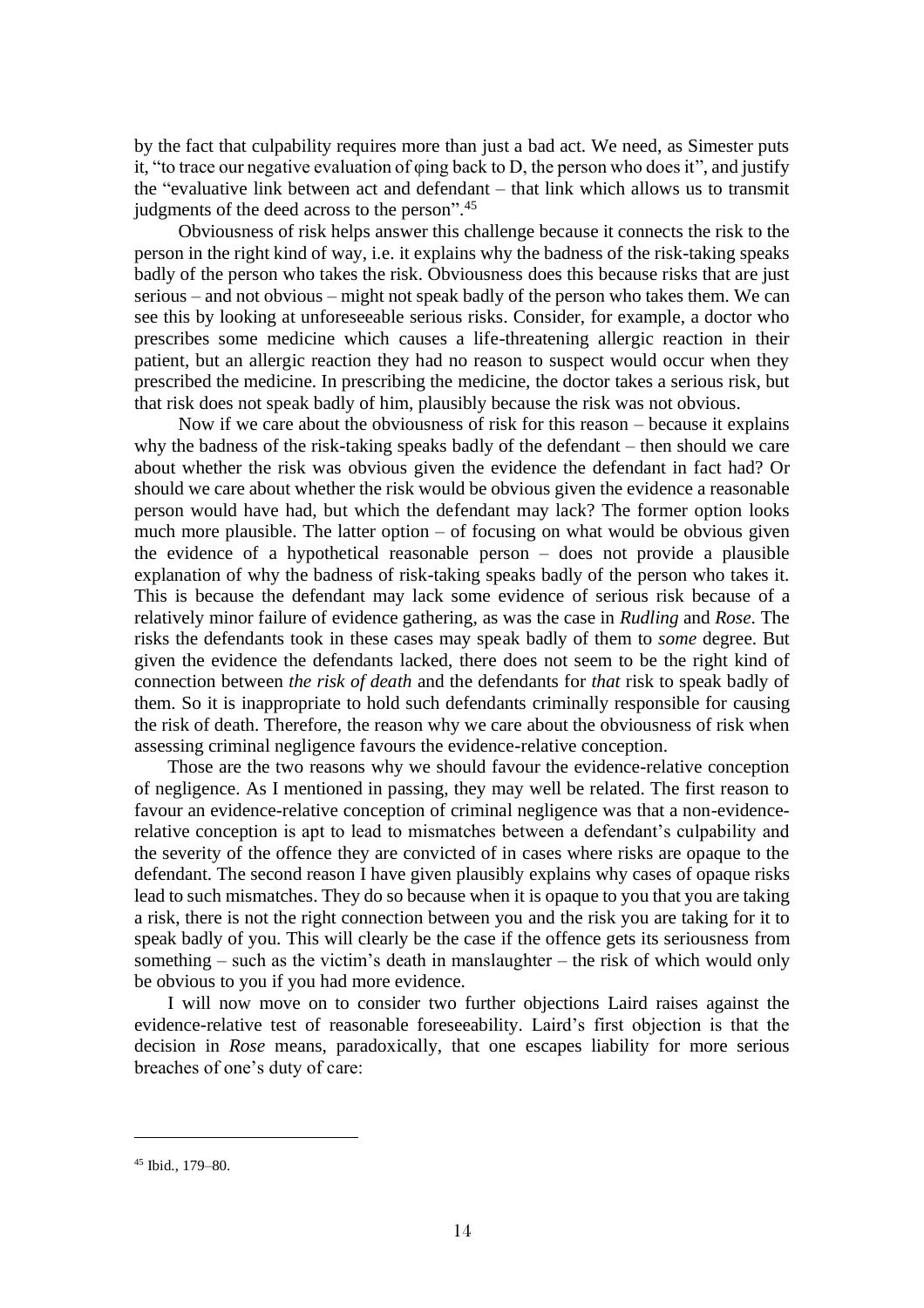by the fact that culpability requires more than just a bad act. We need, as Simester puts it, "to trace our negative evaluation of φing back to D, the person who does it", and justify the "evaluative link between act and defendant – that link which allows us to transmit judgments of the deed across to the person".[45]

Obviousness of risk helps answer this challenge because it connects the risk to the person in the right kind of way, i.e. it explains why the badness of the risk-taking speaks badly of the person who takes the risk. Obviousness does this because risks that are just serious – and not obvious – might not speak badly of the person who takes them. We can see this by looking at unforeseeable serious risks. Consider, for example, a doctor who prescribes some medicine which causes a life-threatening allergic reaction in their patient, but an allergic reaction they had no reason to suspect would occur when they prescribed the medicine. In prescribing the medicine, the doctor takes a serious risk, but that risk does not speak badly of him, plausibly because the risk was not obvious.

Now if we care about the obviousness of risk for this reason – because it explains why the badness of the risk-taking speaks badly of the defendant – then should we care about whether the risk was obvious given the evidence the defendant in fact had? Or should we care about whether the risk would be obvious given the evidence a reasonable person would have had, but which the defendant may lack? The former option looks much more plausible. The latter option – of focusing on what would be obvious given the evidence of a hypothetical reasonable person – does not provide a plausible explanation of why the badness of risk-taking speaks badly of the person who takes it. This is because the defendant may lack some evidence of serious risk because of a relatively minor failure of evidence gathering, as was the case in *Rudling* and *Rose*. The risks the defendants took in these cases may speak badly of them to *some* degree. But given the evidence the defendants lacked, there does not seem to be the right kind of connection between *the risk of death* and the defendants for *that* risk to speak badly of them. So it is inappropriate to hold such defendants criminally responsible for causing the risk of death. Therefore, the reason why we care about the obviousness of risk when assessing criminal negligence favours the evidence-relative conception.

Those are the two reasons why we should favour the evidence-relative conception of negligence. As I mentioned in passing, they may well be related. The first reason to favour an evidence-relative conception of criminal negligence was that a non-evidence-relative conception is apt to lead to mismatches between a defendant's culpability and the severity of the offence they are convicted of in cases where risks are opaque to the defendant. The second reason I have given plausibly explains why cases of opaque risks lead to such mismatches. They do so because when it is opaque to you that you are taking a risk, there is not the right connection between you and the risk you are taking for it to speak badly of you. This will clearly be the case if the offence gets its seriousness from something – such as the victim's death in manslaughter – the risk of which would only be obvious to you if you had more evidence.

I will now move on to consider two further objections Laird raises against the evidence-relative test of reasonable foreseeability. Laird's first objection is that the decision in *Rose* means, paradoxically, that one escapes liability for more serious breaches of one's duty of care:

[45] Ibid., 179–80.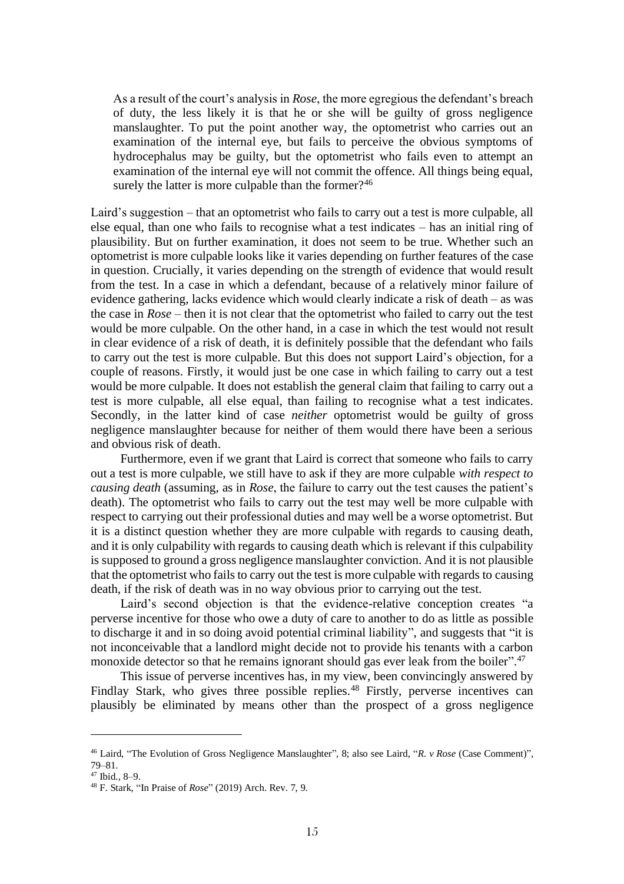> As a result of the court's analysis in *Rose*, the more egregious the defendant's breach of duty, the less likely it is that he or she will be guilty of gross negligence manslaughter. To put the point another way, the optometrist who carries out an examination of the internal eye, but fails to perceive the obvious symptoms of hydrocephalus may be guilty, but the optometrist who fails even to attempt an examination of the internal eye will not commit the offence. All things being equal, surely the latter is more culpable than the former?[46]

Laird's suggestion – that an optometrist who fails to carry out a test is more culpable, all else equal, than one who fails to recognise what a test indicates – has an initial ring of plausibility. But on further examination, it does not seem to be true. Whether such an optometrist is more culpable looks like it varies depending on further features of the case in question. Crucially, it varies depending on the strength of evidence that would result from the test. In a case in which a defendant, because of a relatively minor failure of evidence gathering, lacks evidence which would clearly indicate a risk of death – as was the case in *Rose* – then it is not clear that the optometrist who failed to carry out the test would be more culpable. On the other hand, in a case in which the test would not result in clear evidence of a risk of death, it is definitely possible that the defendant who fails to carry out the test is more culpable. But this does not support Laird's objection, for a couple of reasons. Firstly, it would just be one case in which failing to carry out a test would be more culpable. It does not establish the general claim that failing to carry out a test is more culpable, all else equal, than failing to recognise what a test indicates. Secondly, in the latter kind of case *neither* optometrist would be guilty of gross negligence manslaughter because for neither of them would there have been a serious and obvious risk of death.

Furthermore, even if we grant that Laird is correct that someone who fails to carry out a test is more culpable, we still have to ask if they are more culpable *with respect to causing death* (assuming, as in *Rose*, the failure to carry out the test causes the patient's death). The optometrist who fails to carry out the test may well be more culpable with respect to carrying out their professional duties and may well be a worse optometrist. But it is a distinct question whether they are more culpable with regards to causing death, and it is only culpability with regards to causing death which is relevant if this culpability is supposed to ground a gross negligence manslaughter conviction. And it is not plausible that the optometrist who fails to carry out the test is more culpable with regards to causing death, if the risk of death was in no way obvious prior to carrying out the test.

Laird's second objection is that the evidence-relative conception creates "a perverse incentive for those who owe a duty of care to another to do as little as possible to discharge it and in so doing avoid potential criminal liability", and suggests that "it is not inconceivable that a landlord might decide not to provide his tenants with a carbon monoxide detector so that he remains ignorant should gas ever leak from the boiler".[47]

This issue of perverse incentives has, in my view, been convincingly answered by Findlay Stark, who gives three possible replies.[48] Firstly, perverse incentives can plausibly be eliminated by means other than the prospect of a gross negligence

---

[46] Laird, "The Evolution of Gross Negligence Manslaughter", 8; also see Laird, "*R. v Rose* (Case Comment)", 79–81.

[47] Ibid., 8–9.

[48] F. Stark, "In Praise of *Rose*" (2019) Arch. Rev. 7, 9.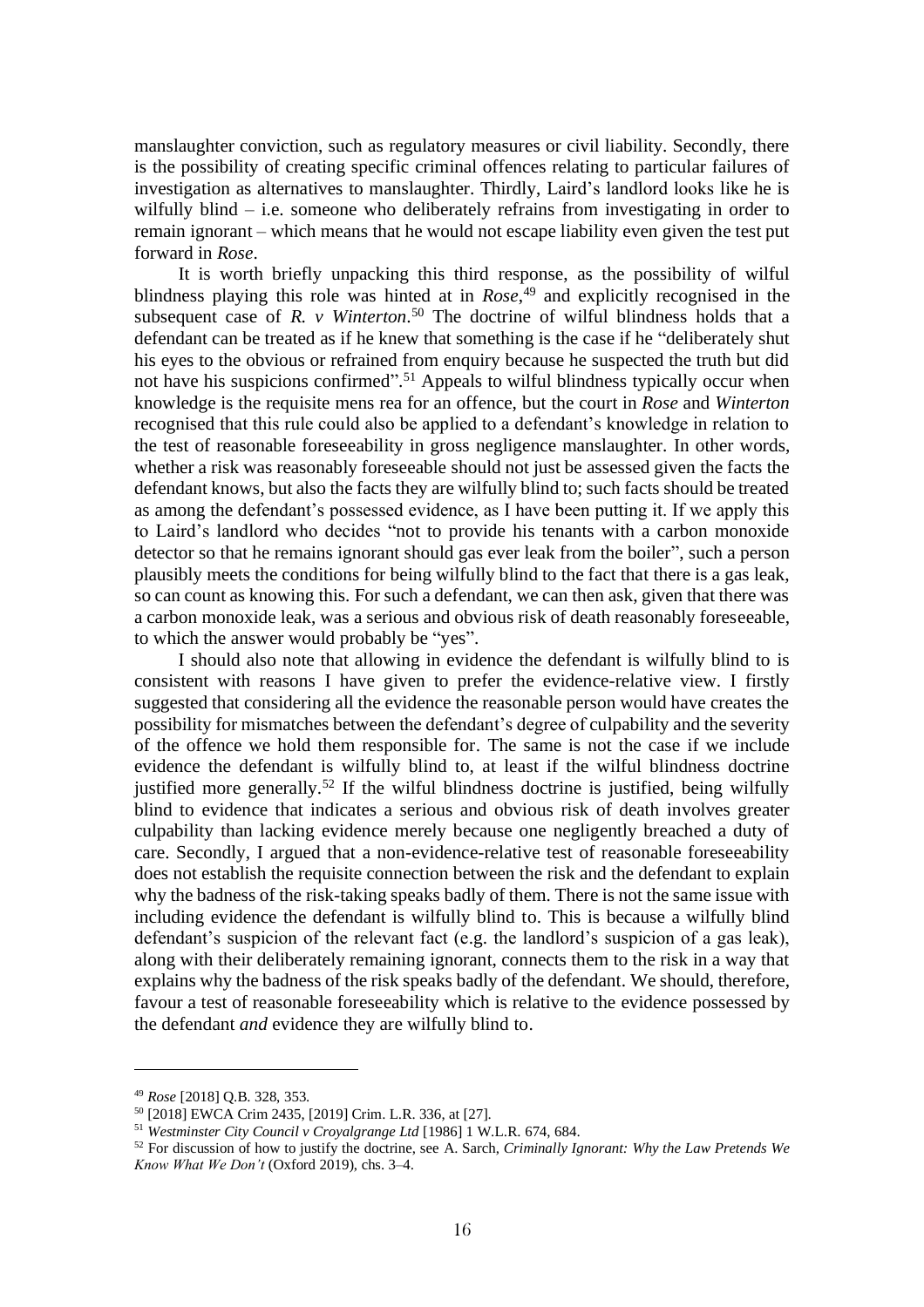manslaughter conviction, such as regulatory measures or civil liability. Secondly, there is the possibility of creating specific criminal offences relating to particular failures of investigation as alternatives to manslaughter. Thirdly, Laird's landlord looks like he is wilfully blind – i.e. someone who deliberately refrains from investigating in order to remain ignorant – which means that he would not escape liability even given the test put forward in *Rose*.

It is worth briefly unpacking this third response, as the possibility of wilful blindness playing this role was hinted at in *Rose*,[49] and explicitly recognised in the subsequent case of *R. v Winterton*.[50] The doctrine of wilful blindness holds that a defendant can be treated as if he knew that something is the case if he "deliberately shut his eyes to the obvious or refrained from enquiry because he suspected the truth but did not have his suspicions confirmed".[51] Appeals to wilful blindness typically occur when knowledge is the requisite mens rea for an offence, but the court in *Rose* and *Winterton* recognised that this rule could also be applied to a defendant's knowledge in relation to the test of reasonable foreseeability in gross negligence manslaughter. In other words, whether a risk was reasonably foreseeable should not just be assessed given the facts the defendant knows, but also the facts they are wilfully blind to; such facts should be treated as among the defendant's possessed evidence, as I have been putting it. If we apply this to Laird's landlord who decides "not to provide his tenants with a carbon monoxide detector so that he remains ignorant should gas ever leak from the boiler", such a person plausibly meets the conditions for being wilfully blind to the fact that there is a gas leak, so can count as knowing this. For such a defendant, we can then ask, given that there was a carbon monoxide leak, was a serious and obvious risk of death reasonably foreseeable, to which the answer would probably be "yes".

I should also note that allowing in evidence the defendant is wilfully blind to is consistent with reasons I have given to prefer the evidence-relative view. I firstly suggested that considering all the evidence the reasonable person would have creates the possibility for mismatches between the defendant's degree of culpability and the severity of the offence we hold them responsible for. The same is not the case if we include evidence the defendant is wilfully blind to, at least if the wilful blindness doctrine justified more generally.[52] If the wilful blindness doctrine is justified, being wilfully blind to evidence that indicates a serious and obvious risk of death involves greater culpability than lacking evidence merely because one negligently breached a duty of care. Secondly, I argued that a non-evidence-relative test of reasonable foreseeability does not establish the requisite connection between the risk and the defendant to explain why the badness of the risk-taking speaks badly of them. There is not the same issue with including evidence the defendant is wilfully blind to. This is because a wilfully blind defendant's suspicion of the relevant fact (e.g. the landlord's suspicion of a gas leak), along with their deliberately remaining ignorant, connects them to the risk in a way that explains why the badness of the risk speaks badly of the defendant. We should, therefore, favour a test of reasonable foreseeability which is relative to the evidence possessed by the defendant *and* evidence they are wilfully blind to.

---

[49] *Rose* [2018] Q.B. 328, 353.

[50] [2018] EWCA Crim 2435, [2019] Crim. L.R. 336, at [27].

[51] *Westminster City Council v Croyalgrange Ltd* [1986] 1 W.L.R. 674, 684.

[52] For discussion of how to justify the doctrine, see A. Sarch, *Criminally Ignorant: Why the Law Pretends We Know What We Don't* (Oxford 2019), chs. 3–4.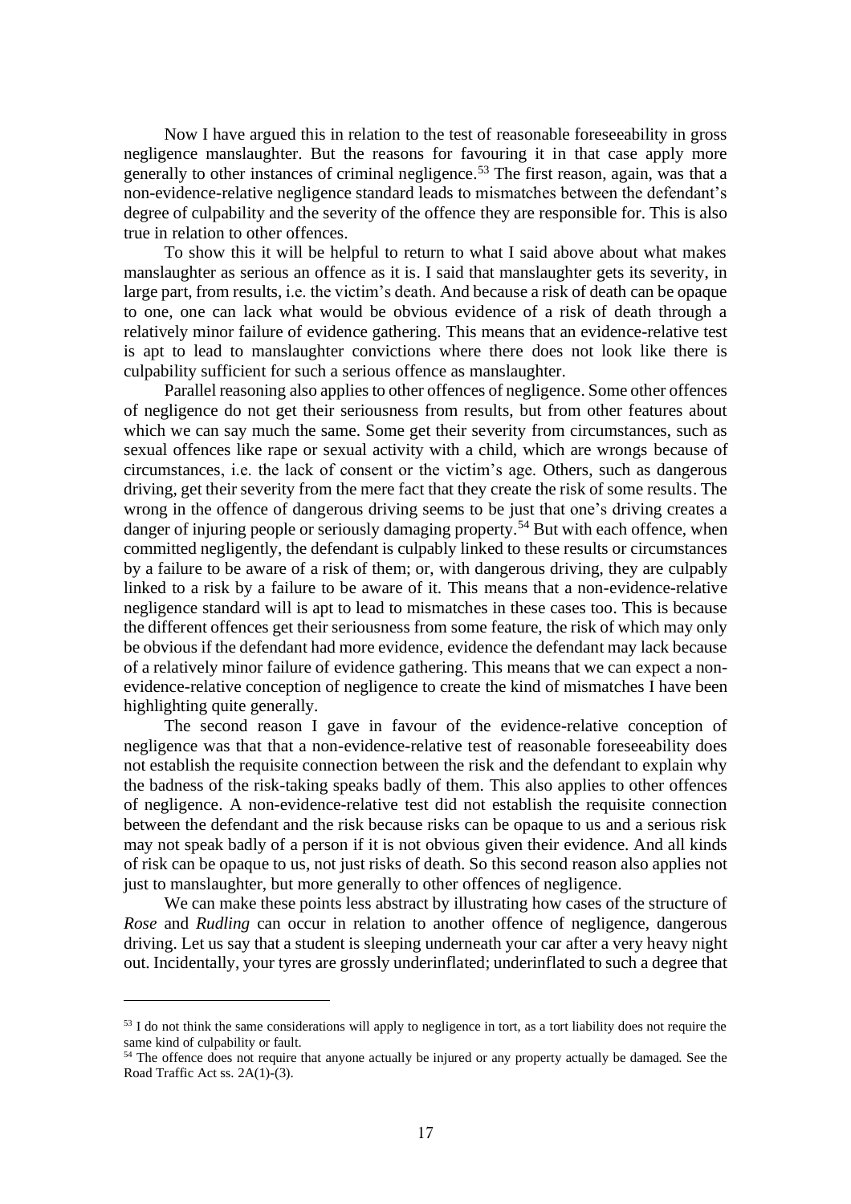Now I have argued this in relation to the test of reasonable foreseeability in gross negligence manslaughter. But the reasons for favouring it in that case apply more generally to other instances of criminal negligence.[53] The first reason, again, was that a non-evidence-relative negligence standard leads to mismatches between the defendant's degree of culpability and the severity of the offence they are responsible for. This is also true in relation to other offences.

To show this it will be helpful to return to what I said above about what makes manslaughter as serious an offence as it is. I said that manslaughter gets its severity, in large part, from results, i.e. the victim's death. And because a risk of death can be opaque to one, one can lack what would be obvious evidence of a risk of death through a relatively minor failure of evidence gathering. This means that an evidence-relative test is apt to lead to manslaughter convictions where there does not look like there is culpability sufficient for such a serious offence as manslaughter.

Parallel reasoning also applies to other offences of negligence. Some other offences of negligence do not get their seriousness from results, but from other features about which we can say much the same. Some get their severity from circumstances, such as sexual offences like rape or sexual activity with a child, which are wrongs because of circumstances, i.e. the lack of consent or the victim's age. Others, such as dangerous driving, get their severity from the mere fact that they create the risk of some results. The wrong in the offence of dangerous driving seems to be just that one's driving creates a danger of injuring people or seriously damaging property.[54] But with each offence, when committed negligently, the defendant is culpably linked to these results or circumstances by a failure to be aware of a risk of them; or, with dangerous driving, they are culpably linked to a risk by a failure to be aware of it. This means that a non-evidence-relative negligence standard will is apt to lead to mismatches in these cases too. This is because the different offences get their seriousness from some feature, the risk of which may only be obvious if the defendant had more evidence, evidence the defendant may lack because of a relatively minor failure of evidence gathering. This means that we can expect a non-evidence-relative conception of negligence to create the kind of mismatches I have been highlighting quite generally.

The second reason I gave in favour of the evidence-relative conception of negligence was that that a non-evidence-relative test of reasonable foreseeability does not establish the requisite connection between the risk and the defendant to explain why the badness of the risk-taking speaks badly of them. This also applies to other offences of negligence. A non-evidence-relative test did not establish the requisite connection between the defendant and the risk because risks can be opaque to us and a serious risk may not speak badly of a person if it is not obvious given their evidence. And all kinds of risk can be opaque to us, not just risks of death. So this second reason also applies not just to manslaughter, but more generally to other offences of negligence.

We can make these points less abstract by illustrating how cases of the structure of *Rose* and *Rudling* can occur in relation to another offence of negligence, dangerous driving. Let us say that a student is sleeping underneath your car after a very heavy night out. Incidentally, your tyres are grossly underinflated; underinflated to such a degree that

---

[53] I do not think the same considerations will apply to negligence in tort, as a tort liability does not require the same kind of culpability or fault.

[54] The offence does not require that anyone actually be injured or any property actually be damaged. See the Road Traffic Act ss. 2A(1)-(3).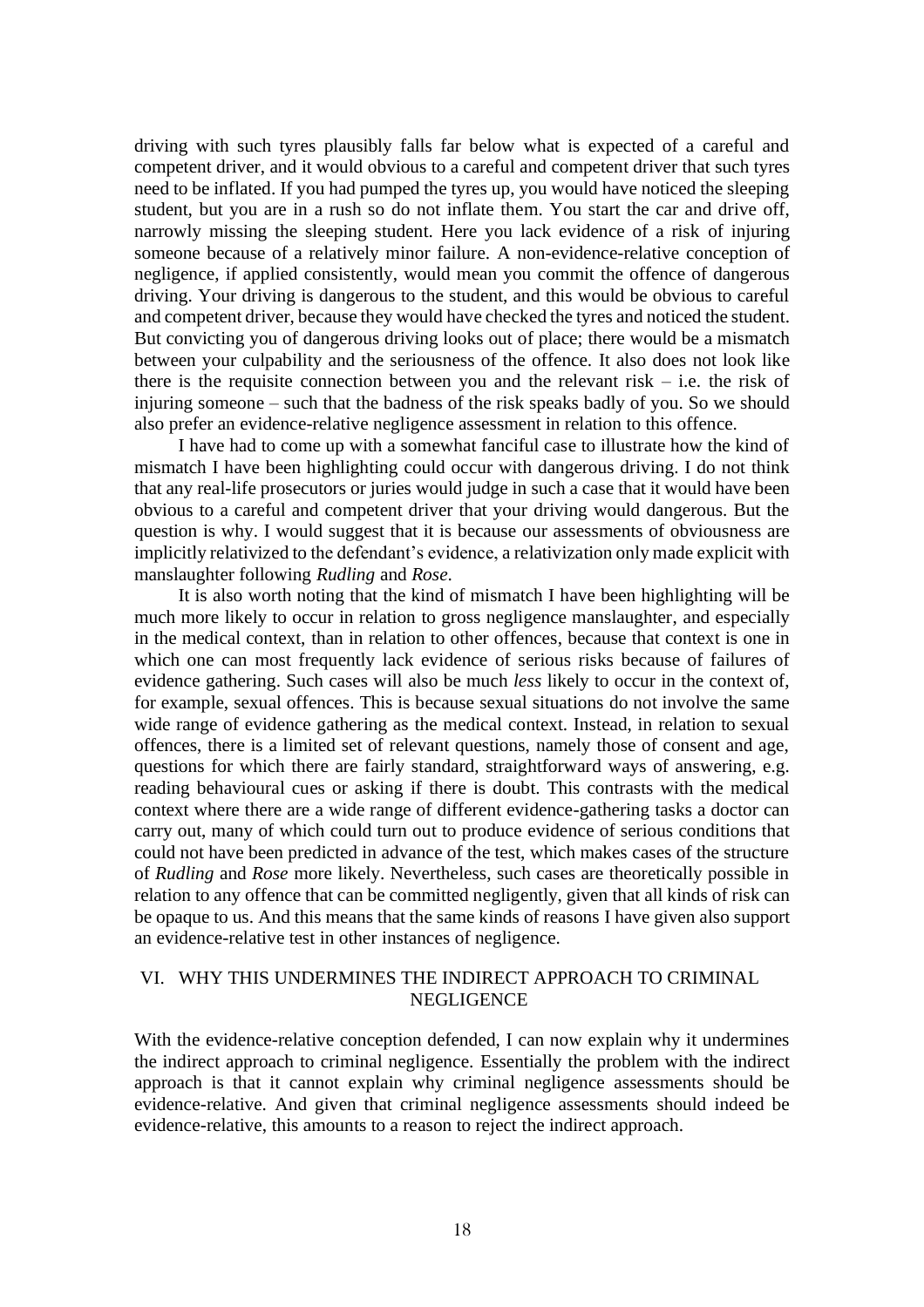driving with such tyres plausibly falls far below what is expected of a careful and competent driver, and it would obvious to a careful and competent driver that such tyres need to be inflated. If you had pumped the tyres up, you would have noticed the sleeping student, but you are in a rush so do not inflate them. You start the car and drive off, narrowly missing the sleeping student. Here you lack evidence of a risk of injuring someone because of a relatively minor failure. A non-evidence-relative conception of negligence, if applied consistently, would mean you commit the offence of dangerous driving. Your driving is dangerous to the student, and this would be obvious to careful and competent driver, because they would have checked the tyres and noticed the student. But convicting you of dangerous driving looks out of place; there would be a mismatch between your culpability and the seriousness of the offence. It also does not look like there is the requisite connection between you and the relevant risk – i.e. the risk of injuring someone – such that the badness of the risk speaks badly of you. So we should also prefer an evidence-relative negligence assessment in relation to this offence.

I have had to come up with a somewhat fanciful case to illustrate how the kind of mismatch I have been highlighting could occur with dangerous driving. I do not think that any real-life prosecutors or juries would judge in such a case that it would have been obvious to a careful and competent driver that your driving would dangerous. But the question is why. I would suggest that it is because our assessments of obviousness are implicitly relativized to the defendant's evidence, a relativization only made explicit with manslaughter following *Rudling* and *Rose*.

It is also worth noting that the kind of mismatch I have been highlighting will be much more likely to occur in relation to gross negligence manslaughter, and especially in the medical context, than in relation to other offences, because that context is one in which one can most frequently lack evidence of serious risks because of failures of evidence gathering. Such cases will also be much *less* likely to occur in the context of, for example, sexual offences. This is because sexual situations do not involve the same wide range of evidence gathering as the medical context. Instead, in relation to sexual offences, there is a limited set of relevant questions, namely those of consent and age, questions for which there are fairly standard, straightforward ways of answering, e.g. reading behavioural cues or asking if there is doubt. This contrasts with the medical context where there are a wide range of different evidence-gathering tasks a doctor can carry out, many of which could turn out to produce evidence of serious conditions that could not have been predicted in advance of the test, which makes cases of the structure of *Rudling* and *Rose* more likely. Nevertheless, such cases are theoretically possible in relation to any offence that can be committed negligently, given that all kinds of risk can be opaque to us. And this means that the same kinds of reasons I have given also support an evidence-relative test in other instances of negligence.

## VI. WHY THIS UNDERMINES THE INDIRECT APPROACH TO CRIMINAL NEGLIGENCE

With the evidence-relative conception defended, I can now explain why it undermines the indirect approach to criminal negligence. Essentially the problem with the indirect approach is that it cannot explain why criminal negligence assessments should be evidence-relative. And given that criminal negligence assessments should indeed be evidence-relative, this amounts to a reason to reject the indirect approach.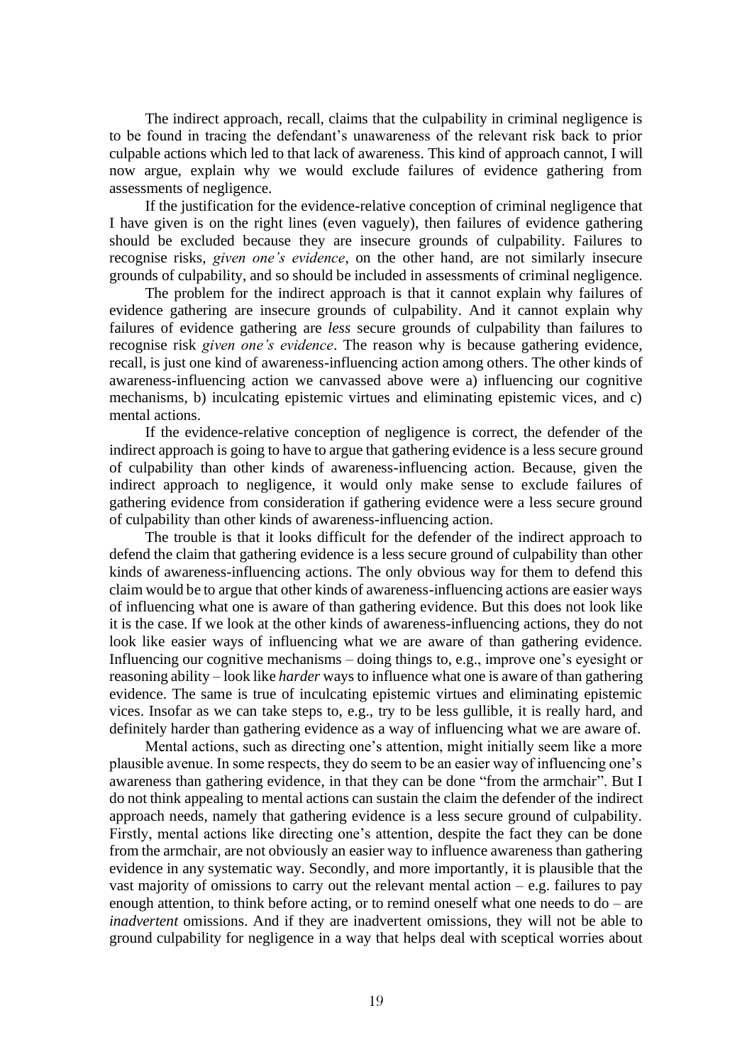The indirect approach, recall, claims that the culpability in criminal negligence is to be found in tracing the defendant's unawareness of the relevant risk back to prior culpable actions which led to that lack of awareness. This kind of approach cannot, I will now argue, explain why we would exclude failures of evidence gathering from assessments of negligence.

If the justification for the evidence-relative conception of criminal negligence that I have given is on the right lines (even vaguely), then failures of evidence gathering should be excluded because they are insecure grounds of culpability. Failures to recognise risks, *given one's evidence*, on the other hand, are not similarly insecure grounds of culpability, and so should be included in assessments of criminal negligence.

The problem for the indirect approach is that it cannot explain why failures of evidence gathering are insecure grounds of culpability. And it cannot explain why failures of evidence gathering are *less* secure grounds of culpability than failures to recognise risk *given one's evidence*. The reason why is because gathering evidence, recall, is just one kind of awareness-influencing action among others. The other kinds of awareness-influencing action we canvassed above were a) influencing our cognitive mechanisms, b) inculcating epistemic virtues and eliminating epistemic vices, and c) mental actions.

If the evidence-relative conception of negligence is correct, the defender of the indirect approach is going to have to argue that gathering evidence is a less secure ground of culpability than other kinds of awareness-influencing action. Because, given the indirect approach to negligence, it would only make sense to exclude failures of gathering evidence from consideration if gathering evidence were a less secure ground of culpability than other kinds of awareness-influencing action.

The trouble is that it looks difficult for the defender of the indirect approach to defend the claim that gathering evidence is a less secure ground of culpability than other kinds of awareness-influencing actions. The only obvious way for them to defend this claim would be to argue that other kinds of awareness-influencing actions are easier ways of influencing what one is aware of than gathering evidence. But this does not look like it is the case. If we look at the other kinds of awareness-influencing actions, they do not look like easier ways of influencing what we are aware of than gathering evidence. Influencing our cognitive mechanisms – doing things to, e.g., improve one's eyesight or reasoning ability – look like *harder* ways to influence what one is aware of than gathering evidence. The same is true of inculcating epistemic virtues and eliminating epistemic vices. Insofar as we can take steps to, e.g., try to be less gullible, it is really hard, and definitely harder than gathering evidence as a way of influencing what we are aware of.

Mental actions, such as directing one's attention, might initially seem like a more plausible avenue. In some respects, they do seem to be an easier way of influencing one's awareness than gathering evidence, in that they can be done "from the armchair". But I do not think appealing to mental actions can sustain the claim the defender of the indirect approach needs, namely that gathering evidence is a less secure ground of culpability. Firstly, mental actions like directing one's attention, despite the fact they can be done from the armchair, are not obviously an easier way to influence awareness than gathering evidence in any systematic way. Secondly, and more importantly, it is plausible that the vast majority of omissions to carry out the relevant mental action – e.g. failures to pay enough attention, to think before acting, or to remind oneself what one needs to do – are *inadvertent* omissions. And if they are inadvertent omissions, they will not be able to ground culpability for negligence in a way that helps deal with sceptical worries about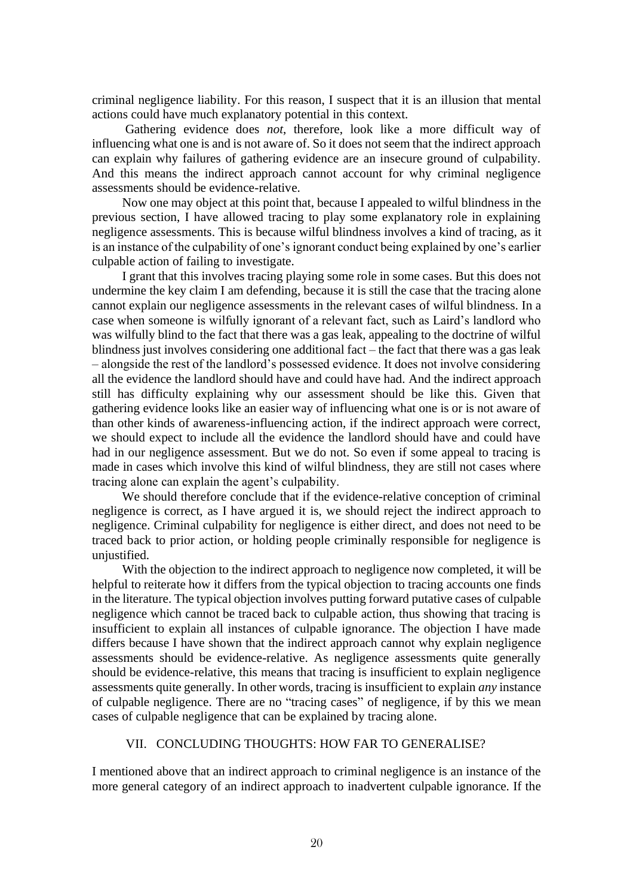criminal negligence liability. For this reason, I suspect that it is an illusion that mental actions could have much explanatory potential in this context.

Gathering evidence does *not*, therefore, look like a more difficult way of influencing what one is and is not aware of. So it does not seem that the indirect approach can explain why failures of gathering evidence are an insecure ground of culpability. And this means the indirect approach cannot account for why criminal negligence assessments should be evidence-relative.

Now one may object at this point that, because I appealed to wilful blindness in the previous section, I have allowed tracing to play some explanatory role in explaining negligence assessments. This is because wilful blindness involves a kind of tracing, as it is an instance of the culpability of one's ignorant conduct being explained by one's earlier culpable action of failing to investigate.

I grant that this involves tracing playing some role in some cases. But this does not undermine the key claim I am defending, because it is still the case that the tracing alone cannot explain our negligence assessments in the relevant cases of wilful blindness. In a case when someone is wilfully ignorant of a relevant fact, such as Laird's landlord who was wilfully blind to the fact that there was a gas leak, appealing to the doctrine of wilful blindness just involves considering one additional fact – the fact that there was a gas leak – alongside the rest of the landlord's possessed evidence. It does not involve considering all the evidence the landlord should have and could have had. And the indirect approach still has difficulty explaining why our assessment should be like this. Given that gathering evidence looks like an easier way of influencing what one is or is not aware of than other kinds of awareness-influencing action, if the indirect approach were correct, we should expect to include all the evidence the landlord should have and could have had in our negligence assessment. But we do not. So even if some appeal to tracing is made in cases which involve this kind of wilful blindness, they are still not cases where tracing alone can explain the agent's culpability.

We should therefore conclude that if the evidence-relative conception of criminal negligence is correct, as I have argued it is, we should reject the indirect approach to negligence. Criminal culpability for negligence is either direct, and does not need to be traced back to prior action, or holding people criminally responsible for negligence is unjustified.

With the objection to the indirect approach to negligence now completed, it will be helpful to reiterate how it differs from the typical objection to tracing accounts one finds in the literature. The typical objection involves putting forward putative cases of culpable negligence which cannot be traced back to culpable action, thus showing that tracing is insufficient to explain all instances of culpable ignorance. The objection I have made differs because I have shown that the indirect approach cannot why explain negligence assessments should be evidence-relative. As negligence assessments quite generally should be evidence-relative, this means that tracing is insufficient to explain negligence assessments quite generally. In other words, tracing is insufficient to explain *any* instance of culpable negligence. There are no "tracing cases" of negligence, if by this we mean cases of culpable negligence that can be explained by tracing alone.

## VII. CONCLUDING THOUGHTS: HOW FAR TO GENERALISE?

I mentioned above that an indirect approach to criminal negligence is an instance of the more general category of an indirect approach to inadvertent culpable ignorance. If the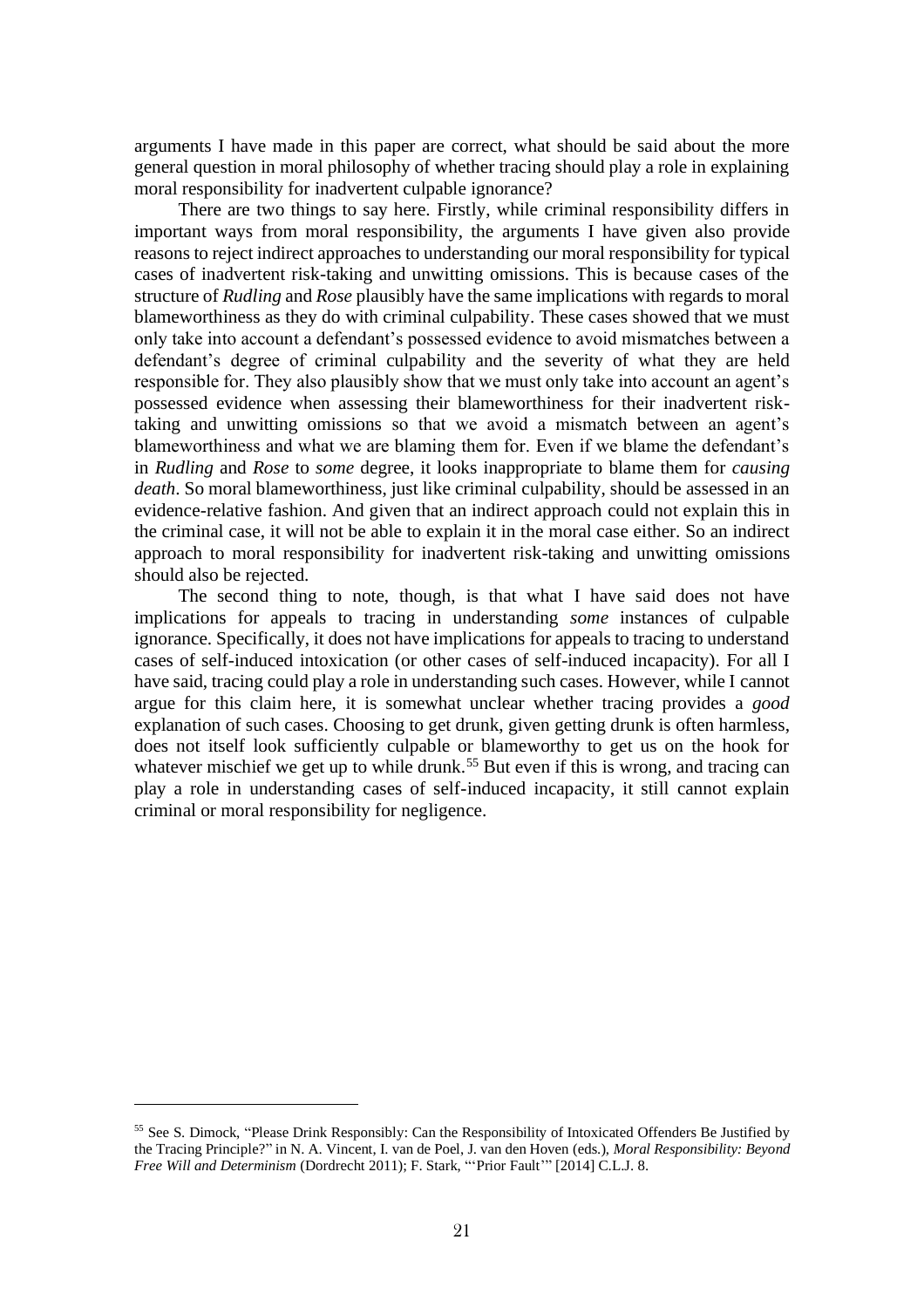arguments I have made in this paper are correct, what should be said about the more general question in moral philosophy of whether tracing should play a role in explaining moral responsibility for inadvertent culpable ignorance?

There are two things to say here. Firstly, while criminal responsibility differs in important ways from moral responsibility, the arguments I have given also provide reasons to reject indirect approaches to understanding our moral responsibility for typical cases of inadvertent risk-taking and unwitting omissions. This is because cases of the structure of *Rudling* and *Rose* plausibly have the same implications with regards to moral blameworthiness as they do with criminal culpability. These cases showed that we must only take into account a defendant's possessed evidence to avoid mismatches between a defendant's degree of criminal culpability and the severity of what they are held responsible for. They also plausibly show that we must only take into account an agent's possessed evidence when assessing their blameworthiness for their inadvertent risk-taking and unwitting omissions so that we avoid a mismatch between an agent's blameworthiness and what we are blaming them for. Even if we blame the defendant's in *Rudling* and *Rose* to *some* degree, it looks inappropriate to blame them for *causing death*. So moral blameworthiness, just like criminal culpability, should be assessed in an evidence-relative fashion. And given that an indirect approach could not explain this in the criminal case, it will not be able to explain it in the moral case either. So an indirect approach to moral responsibility for inadvertent risk-taking and unwitting omissions should also be rejected.

The second thing to note, though, is that what I have said does not have implications for appeals to tracing in understanding *some* instances of culpable ignorance. Specifically, it does not have implications for appeals to tracing to understand cases of self-induced intoxication (or other cases of self-induced incapacity). For all I have said, tracing could play a role in understanding such cases. However, while I cannot argue for this claim here, it is somewhat unclear whether tracing provides a *good* explanation of such cases. Choosing to get drunk, given getting drunk is often harmless, does not itself look sufficiently culpable or blameworthy to get us on the hook for whatever mischief we get up to while drunk.[55] But even if this is wrong, and tracing can play a role in understanding cases of self-induced incapacity, it still cannot explain criminal or moral responsibility for negligence.

---

[55] See S. Dimock, "Please Drink Responsibly: Can the Responsibility of Intoxicated Offenders Be Justified by the Tracing Principle?" in N. A. Vincent, I. van de Poel, J. van den Hoven (eds.), *Moral Responsibility: Beyond Free Will and Determinism* (Dordrecht 2011); F. Stark, "'Prior Fault'" [2014] C.L.J. 8.